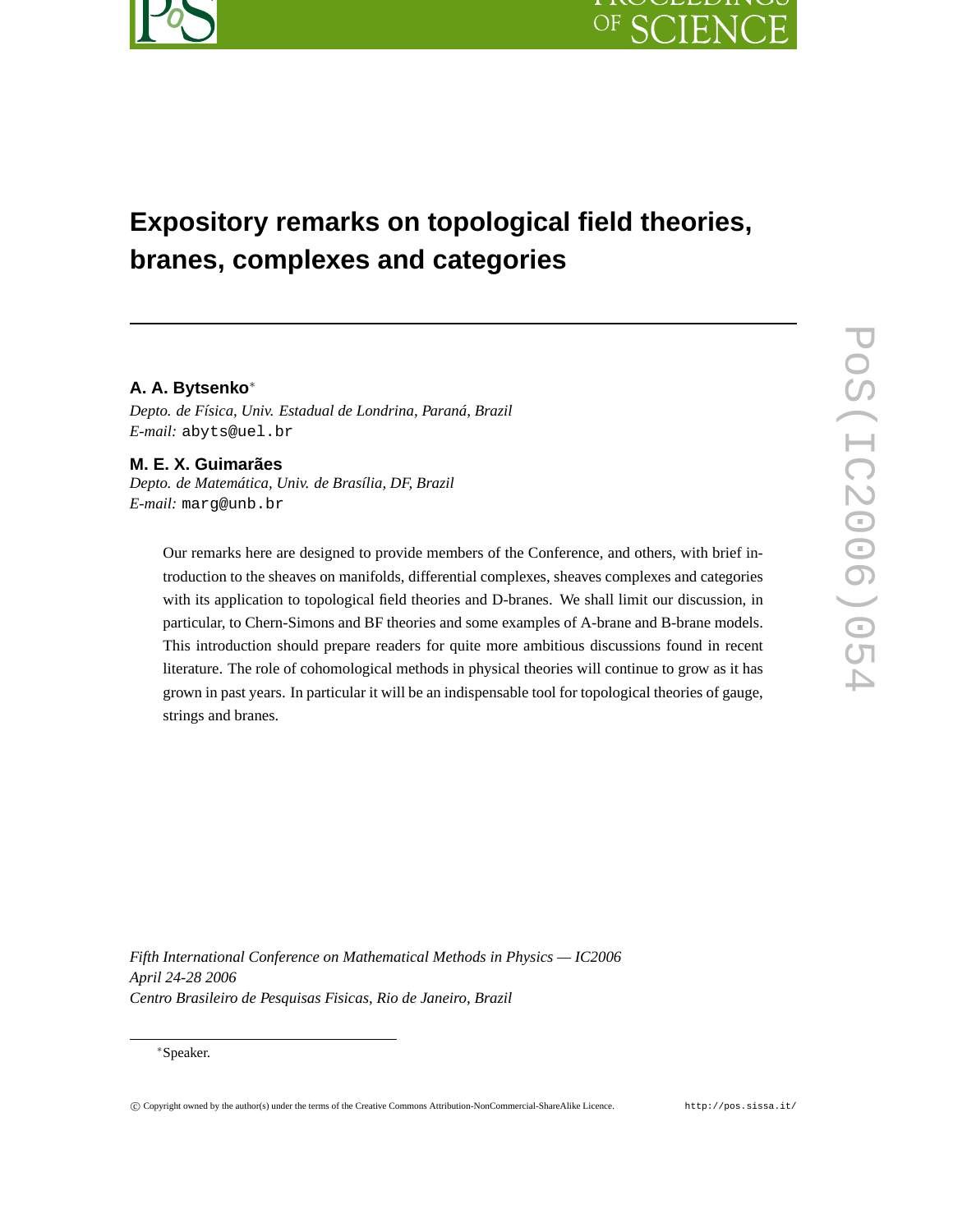# Expository remarks on topological field theories, branes, complexes and categories

**A. A. Bytsenko***

*Depto. de Física, Univ. Estadual de Londrina, Paraná, Brazil*

*E-mail:* abyts@uel.br

**M. E. X. Guimarães**

*Depto. de Matemática, Univ. de Brasília, DF, Brazil*

*E-mail:* marg@unb.br

Our remarks here are designed to provide members of the Conference, and others, with brief introduction to the sheaves on manifolds, differential complexes, sheaves complexes and categories with its application to topological field theories and D-branes. We shall limit our discussion, in particular, to Chern-Simons and BF theories and some examples of A-brane and B-brane models. This introduction should prepare readers for quite more ambitious discussions found in recent literature. The role of cohomological methods in physical theories will continue to grow as it has grown in past years. In particular it will be an indispensable tool for topological theories of gauge, strings and branes.

*Fifth International Conference on Mathematical Methods in Physics — IC2006*
*April 24-28 2006*
*Centro Brasileiro de Pesquisas Fisicas, Rio de Janeiro, Brazil*

*Speaker.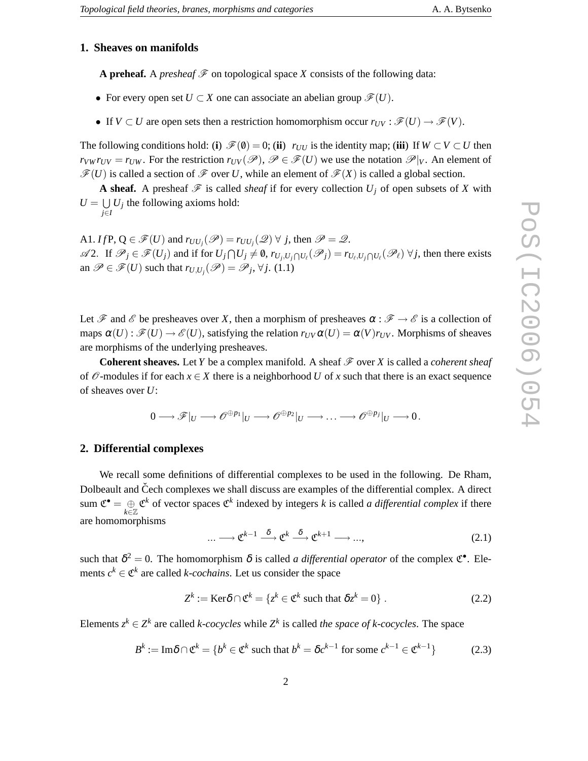## 1. Sheaves on manifolds

**A preheaf.** A *presheaf* $\mathscr{F}$ on topological space $X$ consists of the following data:

- For every open set $U \subset X$ one can associate an abelian group $\mathscr{F}(U)$.
- If $V \subset U$ are open sets then a restriction homomorphism occur $r_{UV} : \mathscr{F}(U) \to \mathscr{F}(V)$.

The following conditions hold: **(i)** $\mathscr{F}(\emptyset) = 0$; **(ii)** $r_{UU}$ is the identity map; **(iii)** If $W \subset V \subset U$ then $r_{VW} r_{UV} = r_{UW}$. For the restriction $r_{UV}(\mathscr{P})$, $\mathscr{P} \in \mathscr{F}(U)$ we use the notation $\mathscr{P}|_V$. An element of $\mathscr{F}(U)$ is called a section of $\mathscr{F}$ over $U$, while an element of $\mathscr{F}(X)$ is called a global section.

**A sheaf.** A presheaf $\mathscr{F}$ is called *sheaf* if for every collection $U_j$ of open subsets of $X$ with $U = \bigcup_{j \in I} U_j$ the following axioms hold:

A1. *If* P, Q $\in \mathscr{F}(U)$ and $r_{UU_j}(\mathscr{P}) = r_{UU_j}(\mathscr{Q})\ \forall\ j$, then $\mathscr{P} = \mathscr{Q}$.
$\mathscr{A}$2. If $\mathscr{P}_j \in \mathscr{F}(U_j)$ and if for $U_j \bigcap U_j \neq \emptyset$, $r_{U_j, U_j \bigcap U_\ell}(\mathscr{P}_j) = r_{U_\ell, U_j \bigcap U_\ell}(\mathscr{P}_\ell)\ \forall j$, then there exists an $\mathscr{P} \in \mathscr{F}(U)$ such that $r_{U,U_j}(\mathscr{P}) = \mathscr{P}_j, \forall j$. (1.1)

Let $\mathscr{F}$ and $\mathscr{E}$ be presheaves over $X$, then a morphism of presheaves $\alpha : \mathscr{F} \to \mathscr{E}$ is a collection of maps $\alpha(U) : \mathscr{F}(U) \to \mathscr{E}(U)$, satisfying the relation $r_{UV}\alpha(U) = \alpha(V) r_{UV}$. Morphisms of sheaves are morphisms of the underlying presheaves.

**Coherent sheaves.** Let $Y$ be a complex manifold. A sheaf $\mathscr{F}$ over $X$ is called a *coherent sheaf* of $\mathscr{O}$-modules if for each $x \in X$ there is a neighborhood $U$ of $x$ such that there is an exact sequence of sheaves over $U$:

$$0 \longrightarrow \mathscr{F}|_U \longrightarrow \mathscr{O}^{\oplus p_1}|_U \longrightarrow \mathscr{O}^{\oplus p_2}|_U \longrightarrow \ldots \longrightarrow \mathscr{O}^{\oplus p_j}|_U \longrightarrow 0\,.$$

## 2. Differential complexes

We recall some definitions of differential complexes to be used in the following. De Rham, Dolbeault and Čech complexes we shall discuss are examples of the differential complex. A direct sum $\mathfrak{C}^\bullet = \bigoplus_{k \in \mathbb{Z}} \mathfrak{C}^k$ of vector spaces $\mathfrak{C}^k$ indexed by integers $k$ is called *a differential complex* if there are homomorphisms

$$\ldots \longrightarrow \mathfrak{C}^{k-1} \stackrel{\delta}{\longrightarrow} \mathfrak{C}^k \stackrel{\delta}{\longrightarrow} \mathfrak{C}^{k+1} \longrightarrow \ldots, \tag{2.1}$$

such that $\delta^2 = 0$. The homomorphism $\delta$ is called *a differential operator* of the complex $\mathfrak{C}^\bullet$. Elements $c^k \in \mathfrak{C}^k$ are called *k-cochains*. Let us consider the space

$$Z^k := \mathrm{Ker}\delta \cap \mathfrak{C}^k = \{z^k \in \mathfrak{C}^k \text{ such that } \delta z^k = 0\}\ . \tag{2.2}$$

Elements $z^k \in Z^k$ are called *k-cocycles* while $Z^k$ is called *the space of k-cocycles*. The space

$$B^k := \mathrm{Im}\delta \cap \mathfrak{C}^k = \{b^k \in \mathfrak{C}^k \text{ such that } b^k = \delta c^{k-1} \text{ for some } c^{k-1} \in \mathfrak{C}^{k-1}\} \tag{2.3}$$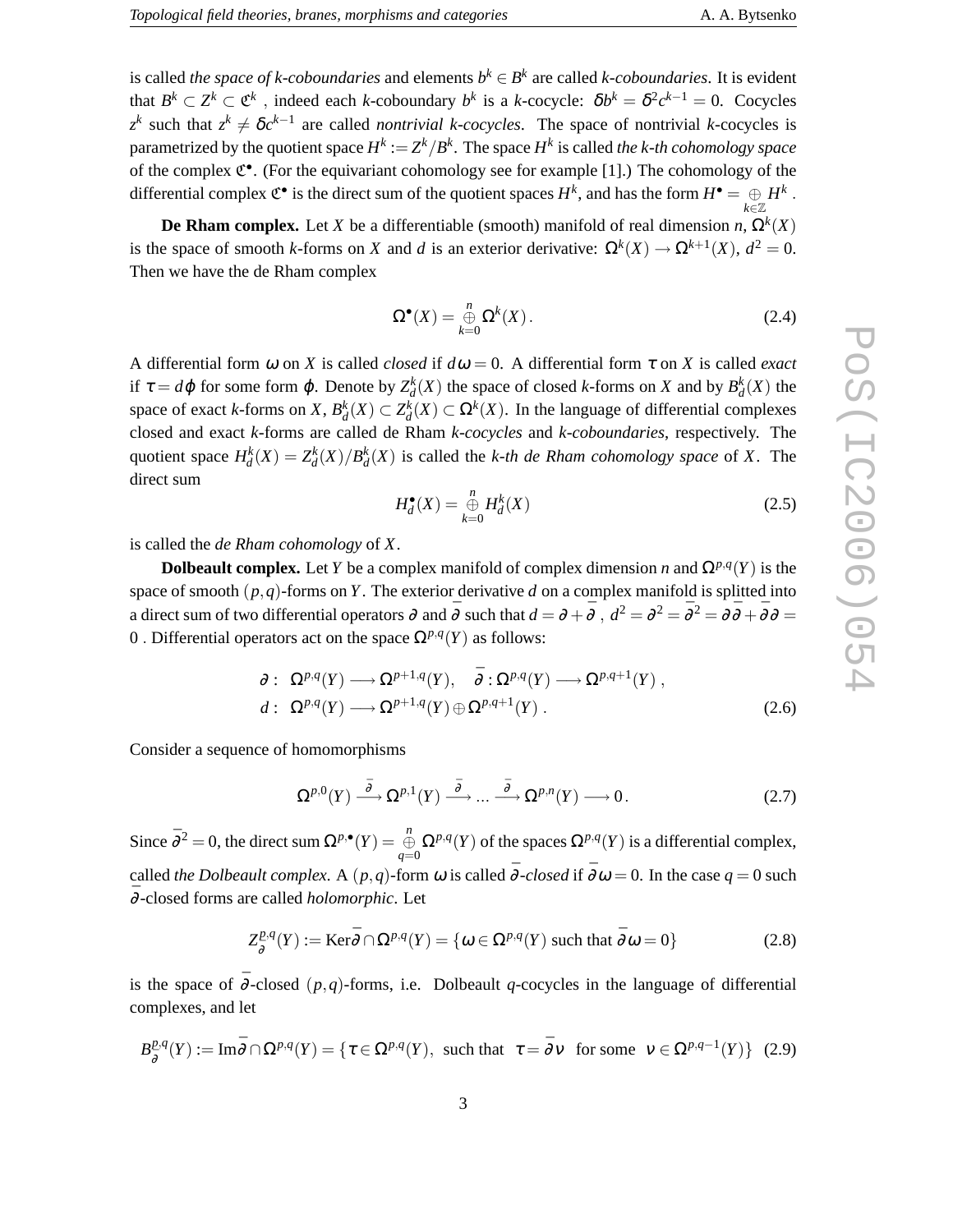is called *the space of k-coboundaries* and elements $b^k \in B^k$ are called *k-coboundaries*. It is evident that $B^k \subset Z^k \subset \mathfrak{C}^k$ , indeed each *k*-coboundary $b^k$ is a *k*-cocycle: $\delta b^k = \delta^2 c^{k-1} = 0$. Cocycles $z^k$ such that $z^k \neq \delta c^{k-1}$ are called *nontrivial k-cocycles*. The space of nontrivial *k*-cocycles is parametrized by the quotient space $H^k := Z^k/B^k$. The space $H^k$ is called *the k-th cohomology space* of the complex $\mathfrak{C}^\bullet$. (For the equivariant cohomology see for example [1].) The cohomology of the differential complex $\mathfrak{C}^\bullet$ is the direct sum of the quotient spaces $H^k$, and has the form $H^\bullet = \underset{k\in\mathbb{Z}}{\oplus} H^k$ .

**De Rham complex.** Let $X$ be a differentiable (smooth) manifold of real dimension $n$, $\Omega^k(X)$ is the space of smooth *k*-forms on $X$ and $d$ is an exterior derivative: $\Omega^k(X) \to \Omega^{k+1}(X)$, $d^2 = 0$. Then we have the de Rham complex

$$\Omega^\bullet(X) = \overset{n}{\underset{k=0}{\oplus}} \Omega^k(X) . \tag{2.4}$$

A differential form $\omega$ on $X$ is called *closed* if $d\omega = 0$. A differential form $\tau$ on $X$ is called *exact* if $\tau = d\varphi$ for some form $\varphi$. Denote by $Z^k_d(X)$ the space of closed *k*-forms on $X$ and by $B^k_d(X)$ the space of exact *k*-forms on $X$, $B^k_d(X) \subset Z^k_d(X) \subset \Omega^k(X)$. In the language of differential complexes closed and exact *k*-forms are called de Rham *k-cocycles* and *k-coboundaries*, respectively. The quotient space $H^k_d(X) = Z^k_d(X)/B^k_d(X)$ is called the *k-th de Rham cohomology space* of $X$. The direct sum

$$H^\bullet_d(X) = \overset{n}{\underset{k=0}{\oplus}} H^k_d(X) \tag{2.5}$$

is called the *de Rham cohomology* of $X$.

**Dolbeault complex.** Let $Y$ be a complex manifold of complex dimension $n$ and $\Omega^{p,q}(Y)$ is the space of smooth $(p,q)$-forms on $Y$. The exterior derivative $d$ on a complex manifold is splitted into a direct sum of two differential operators $\partial$ and $\bar\partial$ such that $d = \partial + \bar\partial$ , $d^2 = \partial^2 = \bar\partial^2 = \partial\bar\partial + \bar\partial\partial = 0$ . Differential operators act on the space $\Omega^{p,q}(Y)$ as follows:

$$\begin{aligned}
&\partial : \ \Omega^{p,q}(Y) \longrightarrow \Omega^{p+1,q}(Y), \quad \bar\partial : \Omega^{p,q}(Y) \longrightarrow \Omega^{p,q+1}(Y) , \\
&d : \ \Omega^{p,q}(Y) \longrightarrow \Omega^{p+1,q}(Y) \oplus \Omega^{p,q+1}(Y) .
\end{aligned} \tag{2.6}$$

Consider a sequence of homomorphisms

$$\Omega^{p,0}(Y) \xrightarrow{\bar\partial} \Omega^{p,1}(Y) \xrightarrow{\bar\partial} \ldots \xrightarrow{\bar\partial} \Omega^{p,n}(Y) \longrightarrow 0 . \tag{2.7}$$

Since $\bar\partial^2 = 0$, the direct sum $\Omega^{p,\bullet}(Y) = \overset{n}{\underset{q=0}{\oplus}} \Omega^{p,q}(Y)$ of the spaces $\Omega^{p,q}(Y)$ is a differential complex, called *the Dolbeault complex*. A $(p,q)$-form $\omega$ is called $\bar\partial$*-closed* if $\bar\partial\omega = 0$. In the case $q = 0$ such $\bar\partial$-closed forms are called *holomorphic*. Let

$$Z^{p,q}_{\bar\partial}(Y) := \mathrm{Ker}\bar\partial \cap \Omega^{p,q}(Y) = \{\omega \in \Omega^{p,q}(Y) \text{ such that } \bar\partial\omega = 0\} \tag{2.8}$$

is the space of $\bar\partial$-closed $(p,q)$-forms, i.e. Dolbeault *q*-cocycles in the language of differential complexes, and let

$$B^{p,q}_{\bar\partial}(Y) := \mathrm{Im}\bar\partial \cap \Omega^{p,q}(Y) = \{\tau \in \Omega^{p,q}(Y), \text{ such that } \ \tau = \bar\partial\nu \ \text{ for some } \ \nu \in \Omega^{p,q-1}(Y)\} \tag{2.9}$$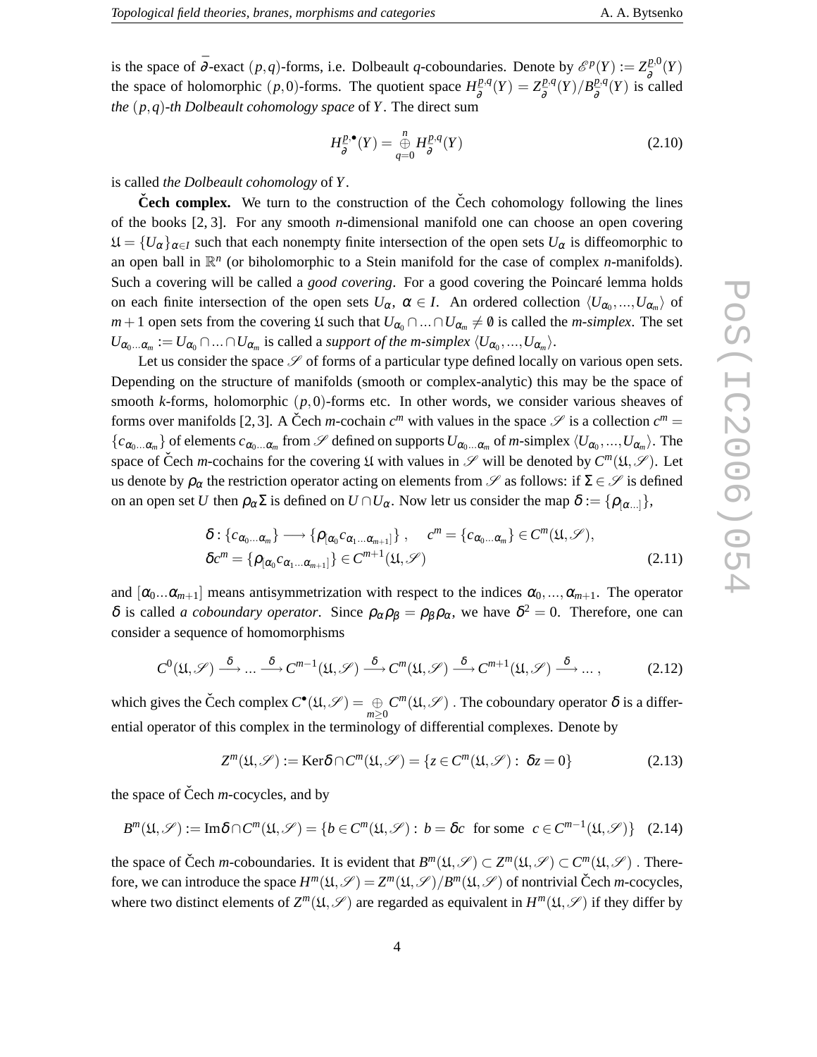is the space of $\bar{\partial}$-exact $(p,q)$-forms, i.e. Dolbeault $q$-coboundaries. Denote by $\mathscr{E}^p(Y) := Z^{p,0}_{\bar{\partial}}(Y)$ the space of holomorphic $(p,0)$-forms. The quotient space $H^{p,q}_{\bar{\partial}}(Y) = Z^{p,q}_{\bar{\partial}}(Y)/B^{p,q}_{\bar{\partial}}(Y)$ is called *the $(p,q)$-th Dolbeault cohomology space* of $Y$. The direct sum

$$H^{p,\bullet}_{\bar{\partial}}(Y) = \bigoplus_{q=0}^{n} H^{p,q}_{\bar{\partial}}(Y) \tag{2.10}$$

is called *the Dolbeault cohomology* of $Y$.

**Čech complex.** We turn to the construction of the Čech cohomology following the lines of the books [2, 3]. For any smooth $n$-dimensional manifold one can choose an open covering $\mathfrak{U} = \{U_\alpha\}_{\alpha \in I}$ such that each nonempty finite intersection of the open sets $U_\alpha$ is diffeomorphic to an open ball in $\mathbb{R}^n$ (or biholomorphic to a Stein manifold for the case of complex $n$-manifolds). Such a covering will be called a *good covering*. For a good covering the Poincaré lemma holds on each finite intersection of the open sets $U_\alpha$, $\alpha \in I$. An ordered collection $\langle U_{\alpha_0}, ..., U_{\alpha_m}\rangle$ of $m+1$ open sets from the covering $\mathfrak{U}$ such that $U_{\alpha_0} \cap ... \cap U_{\alpha_m} \neq \emptyset$ is called the *m-simplex*. The set $U_{\alpha_0 ... \alpha_m} := U_{\alpha_0} \cap ... \cap U_{\alpha_m}$ is called a *support of the m-simplex* $\langle U_{\alpha_0}, ..., U_{\alpha_m}\rangle$.

Let us consider the space $\mathscr{S}$ of forms of a particular type defined locally on various open sets. Depending on the structure of manifolds (smooth or complex-analytic) this may be the space of smooth $k$-forms, holomorphic $(p,0)$-forms etc. In other words, we consider various sheaves of forms over manifolds [2, 3]. A Čech $m$-cochain $c^m$ with values in the space $\mathscr{S}$ is a collection $c^m = \{c_{\alpha_0 ... \alpha_m}\}$ of elements $c_{\alpha_0 ... \alpha_m}$ from $\mathscr{S}$ defined on supports $U_{\alpha_0 ... \alpha_m}$ of $m$-simplex $\langle U_{\alpha_0}, ..., U_{\alpha_m}\rangle$. The space of Čech $m$-cochains for the covering $\mathfrak{U}$ with values in $\mathscr{S}$ will be denoted by $C^m(\mathfrak{U}, \mathscr{S})$. Let us denote by $\rho_\alpha$ the restriction operator acting on elements from $\mathscr{S}$ as follows: if $\Sigma \in \mathscr{S}$ is defined on an open set $U$ then $\rho_\alpha \Sigma$ is defined on $U \cap U_\alpha$. Now letr us consider the map $\delta := \{\rho_{[\alpha ...]}\}$,

$$\begin{aligned} &\delta : \{c_{\alpha_0 ... \alpha_m}\} \longrightarrow \{\rho_{[\alpha_0} c_{\alpha_1 ... \alpha_{m+1}]}\}\,, \quad c^m = \{c_{\alpha_0 ... \alpha_m}\} \in C^m(\mathfrak{U}, \mathscr{S}), \\ &\delta c^m = \{\rho_{[\alpha_0} c_{\alpha_1 ... \alpha_{m+1}]}\} \in C^{m+1}(\mathfrak{U}, \mathscr{S}) \end{aligned} \tag{2.11}$$

and $[\alpha_0 ... \alpha_{m+1}]$ means antisymmetrization with respect to the indices $\alpha_0, ..., \alpha_{m+1}$. The operator $\delta$ is called *a coboundary operator*. Since $\rho_\alpha \rho_\beta = \rho_\beta \rho_\alpha$, we have $\delta^2 = 0$. Therefore, one can consider a sequence of homomorphisms

$$C^0(\mathfrak{U}, \mathscr{S}) \xrightarrow{\delta} ... \xrightarrow{\delta} C^{m-1}(\mathfrak{U}, \mathscr{S}) \xrightarrow{\delta} C^m(\mathfrak{U}, \mathscr{S}) \xrightarrow{\delta} C^{m+1}(\mathfrak{U}, \mathscr{S}) \xrightarrow{\delta} ... \,, \tag{2.12}$$

which gives the Čech complex $C^\bullet(\mathfrak{U}, \mathscr{S}) = \bigoplus_{m \geq 0} C^m(\mathfrak{U}, \mathscr{S})$ . The coboundary operator $\delta$ is a differential operator of this complex in the terminology of differential complexes. Denote by

$$Z^m(\mathfrak{U}, \mathscr{S}) := \mathrm{Ker}\delta \cap C^m(\mathfrak{U}, \mathscr{S}) = \{z \in C^m(\mathfrak{U}, \mathscr{S}) :\ \delta z = 0\} \tag{2.13}$$

the space of Čech $m$-cocycles, and by

$$B^m(\mathfrak{U}, \mathscr{S}) := \mathrm{Im}\delta \cap C^m(\mathfrak{U}, \mathscr{S}) = \{b \in C^m(\mathfrak{U}, \mathscr{S}) :\ b = \delta c \ \text{ for some } \ c \in C^{m-1}(\mathfrak{U}, \mathscr{S})\} \tag{2.14}$$

the space of Čech $m$-coboundaries. It is evident that $B^m(\mathfrak{U}, \mathscr{S}) \subset Z^m(\mathfrak{U}, \mathscr{S}) \subset C^m(\mathfrak{U}, \mathscr{S})$ . Therefore, we can introduce the space $H^m(\mathfrak{U}, \mathscr{S}) = Z^m(\mathfrak{U}, \mathscr{S})/B^m(\mathfrak{U}, \mathscr{S})$ of nontrivial Čech $m$-cocycles, where two distinct elements of $Z^m(\mathfrak{U}, \mathscr{S})$ are regarded as equivalent in $H^m(\mathfrak{U}, \mathscr{S})$ if they differ by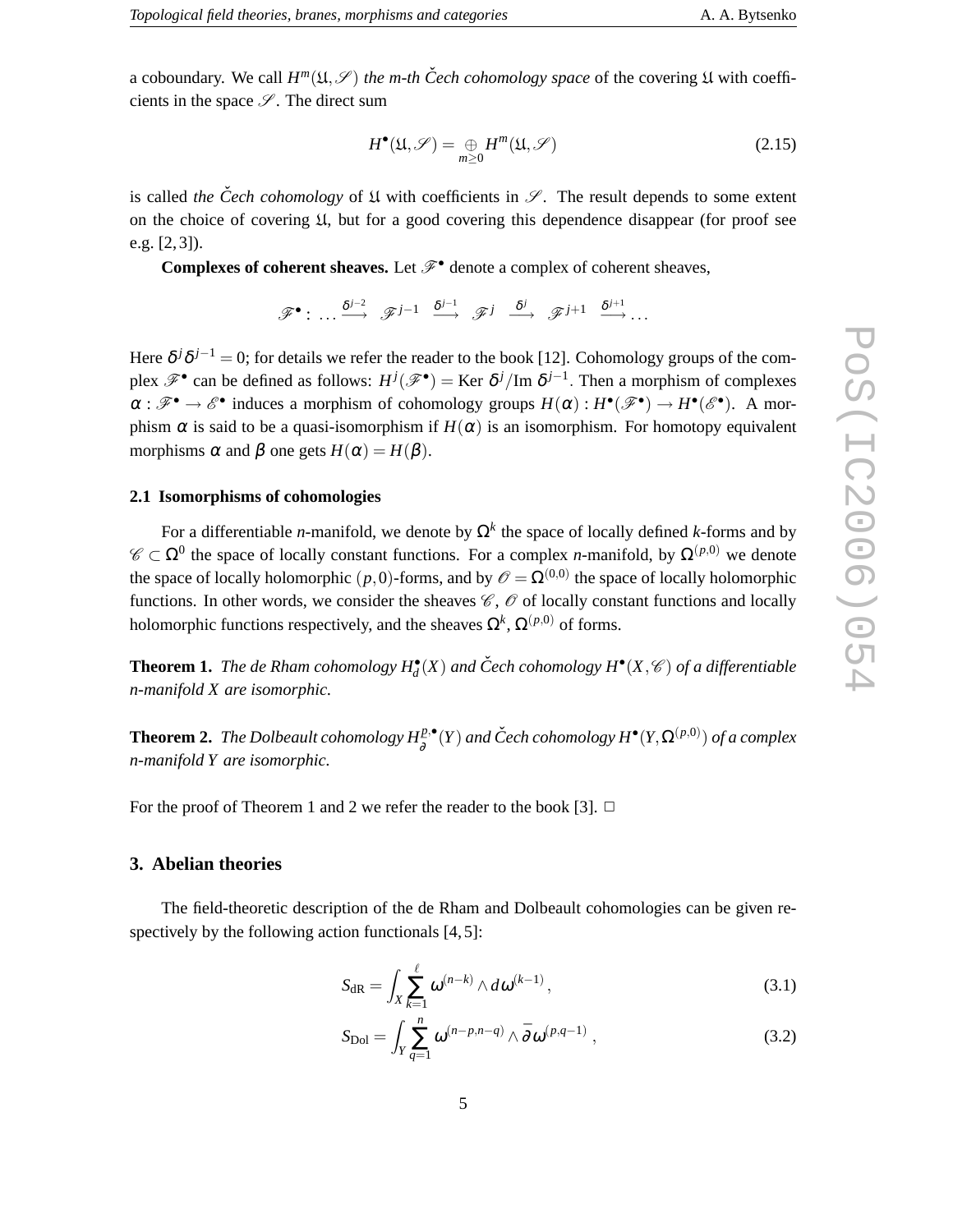a coboundary. We call $H^m(\mathfrak{U}, \mathscr{S})$ *the m-th Čech cohomology space* of the covering $\mathfrak{U}$ with coefficients in the space $\mathscr{S}$. The direct sum

$$H^\bullet(\mathfrak{U}, \mathscr{S}) = \underset{m\geq 0}{\oplus} H^m(\mathfrak{U}, \mathscr{S}) \tag{2.15}$$

is called *the Čech cohomology* of $\mathfrak{U}$ with coefficients in $\mathscr{S}$. The result depends to some extent on the choice of covering $\mathfrak{U}$, but for a good covering this dependence disappear (for proof see e.g. [2, 3]).

**Complexes of coherent sheaves.** Let $\mathscr{F}^\bullet$ denote a complex of coherent sheaves,

$$\mathscr{F}^\bullet : \ \ldots \xrightarrow{\delta^{j-2}} \ \mathscr{F}^{j-1} \ \xrightarrow{\delta^{j-1}} \ \mathscr{F}^{j} \ \xrightarrow{\delta^{j}} \ \mathscr{F}^{j+1} \ \xrightarrow{\delta^{j+1}} \ldots$$

Here $\delta^j\delta^{j-1} = 0$; for details we refer the reader to the book [12]. Cohomology groups of the complex $\mathscr{F}^\bullet$ can be defined as follows: $H^j(\mathscr{F}^\bullet) = \text{Ker }\delta^j/\text{Im }\delta^{j-1}$. Then a morphism of complexes $\alpha : \mathscr{F}^\bullet \to \mathscr{E}^\bullet$ induces a morphism of cohomology groups $H(\alpha) : H^\bullet(\mathscr{F}^\bullet) \to H^\bullet(\mathscr{E}^\bullet)$. A morphism $\alpha$ is said to be a quasi-isomorphism if $H(\alpha)$ is an isomorphism. For homotopy equivalent morphisms $\alpha$ and $\beta$ one gets $H(\alpha) = H(\beta)$.

### 2.1 Isomorphisms of cohomologies

For a differentiable $n$-manifold, we denote by $\Omega^k$ the space of locally defined $k$-forms and by $\mathscr{C} \subset \Omega^0$ the space of locally constant functions. For a complex $n$-manifold, by $\Omega^{(p,0)}$ we denote the space of locally holomorphic $(p,0)$-forms, and by $\mathscr{O} = \Omega^{(0,0)}$ the space of locally holomorphic functions. In other words, we consider the sheaves $\mathscr{C}$, $\mathscr{O}$ of locally constant functions and locally holomorphic functions respectively, and the sheaves $\Omega^k$, $\Omega^{(p,0)}$ of forms.

**Theorem 1.** *The de Rham cohomology $H_d^\bullet(X)$ and Čech cohomology $H^\bullet(X, \mathscr{C})$ of a differentiable n-manifold X are isomorphic.*

**Theorem 2.** *The Dolbeault cohomology $H_{\bar\partial}^{p,\bullet}(Y)$ and Čech cohomology $H^\bullet(Y, \Omega^{(p,0)})$ of a complex n-manifold Y are isomorphic.*

For the proof of Theorem 1 and 2 we refer the reader to the book [3]. □

## 3. Abelian theories

The field-theoretic description of the de Rham and Dolbeault cohomologies can be given respectively by the following action functionals [4, 5]:

$$S_{\text{dR}} = \int_X \sum_{k=1}^{\ell} \omega^{(n-k)} \wedge d\omega^{(k-1)}\,, \tag{3.1}$$

$$S_{\text{Dol}} = \int_Y \sum_{q=1}^{n} \omega^{(n-p,n-q)} \wedge \bar\partial\omega^{(p,q-1)}\ , \tag{3.2}$$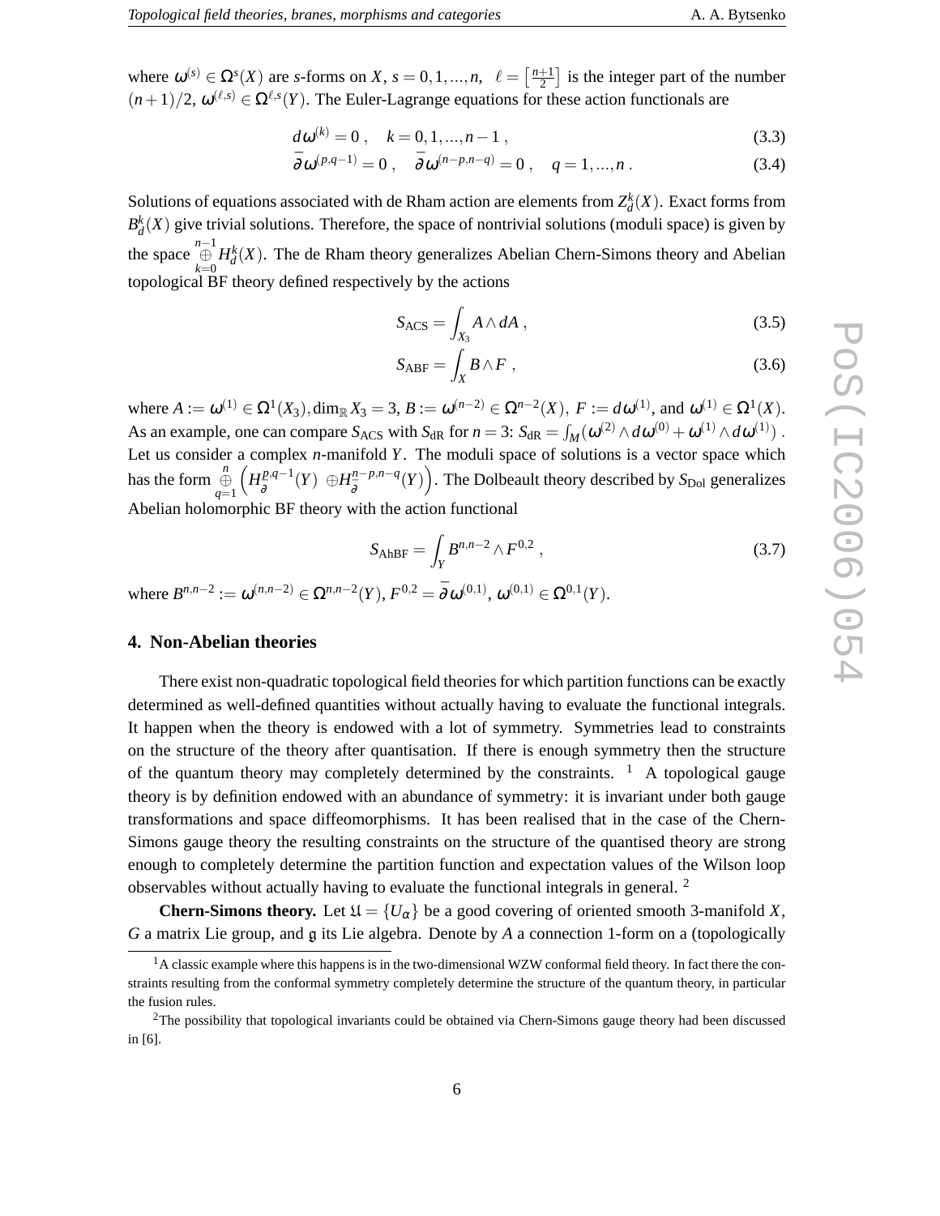where $\omega^{(s)} \in \Omega^s(X)$ are $s$-forms on $X$, $s = 0,1,...,n$, $\ell = \left[\frac{n+1}{2}\right]$ is the integer part of the number $(n+1)/2$, $\omega^{(\ell,s)} \in \Omega^{\ell,s}(Y)$. The Euler-Lagrange equations for these action functionals are

$$
d\omega^{(k)} = 0\,, \quad k = 0,1,...,n-1\,, \tag{3.3}
$$

$$
\bar{\partial}\omega^{(p,q-1)} = 0\,, \quad \bar{\partial}\omega^{(n-p,n-q)} = 0\,, \quad q = 1,...,n\,. \tag{3.4}
$$

Solutions of equations associated with de Rham action are elements from $Z_d^k(X)$. Exact forms from $B_d^k(X)$ give trivial solutions. Therefore, the space of nontrivial solutions (moduli space) is given by the space $\overset{n-1}{\underset{k=0}{\oplus}} H_d^k(X)$. The de Rham theory generalizes Abelian Chern-Simons theory and Abelian topological BF theory defined respectively by the actions

$$
S_{\rm ACS} = \int_{X_3} A \wedge dA\,, \tag{3.5}
$$

$$
S_{\rm ABF} = \int_X B \wedge F\,, \tag{3.6}
$$

where $A := \omega^{(1)} \in \Omega^1(X_3), \dim_{\mathbb{R}} X_3 = 3$, $B := \omega^{(n-2)} \in \Omega^{n-2}(X)$, $F := d\omega^{(1)}$, and $\omega^{(1)} \in \Omega^1(X)$. As an example, one can compare $S_{\rm ACS}$ with $S_{\rm dR}$ for $n = 3$: $S_{\rm dR} = \int_M(\omega^{(2)} \wedge d\omega^{(0)} + \omega^{(1)} \wedge d\omega^{(1)})$. Let us consider a complex $n$-manifold $Y$. The moduli space of solutions is a vector space which has the form $\overset{n}{\underset{q=1}{\oplus}} \left(H_{\bar{\partial}}^{p,q-1}(Y)\ \oplus H_{\bar{\partial}}^{n-p,n-q}(Y)\right)$. The Dolbeault theory described by $S_{\rm Dol}$ generalizes Abelian holomorphic BF theory with the action functional

$$
S_{\rm AhBF} = \int_Y B^{n,n-2} \wedge F^{0,2}\,, \tag{3.7}
$$

where $B^{n,n-2} := \omega^{(n,n-2)} \in \Omega^{n,n-2}(Y)$, $F^{0,2} = \bar{\partial}\omega^{(0,1)}$, $\omega^{(0,1)} \in \Omega^{0,1}(Y)$.

## 4. Non-Abelian theories

There exist non-quadratic topological field theories for which partition functions can be exactly determined as well-defined quantities without actually having to evaluate the functional integrals. It happen when the theory is endowed with a lot of symmetry. Symmetries lead to constraints on the structure of the theory after quantisation. If there is enough symmetry then the structure of the quantum theory may completely determined by the constraints. [1] A topological gauge theory is by definition endowed with an abundance of symmetry: it is invariant under both gauge transformations and space diffeomorphisms. It has been realised that in the case of the Chern-Simons gauge theory the resulting constraints on the structure of the quantised theory are strong enough to completely determine the partition function and expectation values of the Wilson loop observables without actually having to evaluate the functional integrals in general. [2]

**Chern-Simons theory.** Let $\mathfrak{U} = \{U_\alpha\}$ be a good covering of oriented smooth 3-manifold $X$, $G$ a matrix Lie group, and $\mathfrak{g}$ its Lie algebra. Denote by $A$ a connection 1-form on a (topologically

[1] A classic example where this happens is in the two-dimensional WZW conformal field theory. In fact there the constraints resulting from the conformal symmetry completely determine the structure of the quantum theory, in particular the fusion rules.

[2] The possibility that topological invariants could be obtained via Chern-Simons gauge theory had been discussed in [6].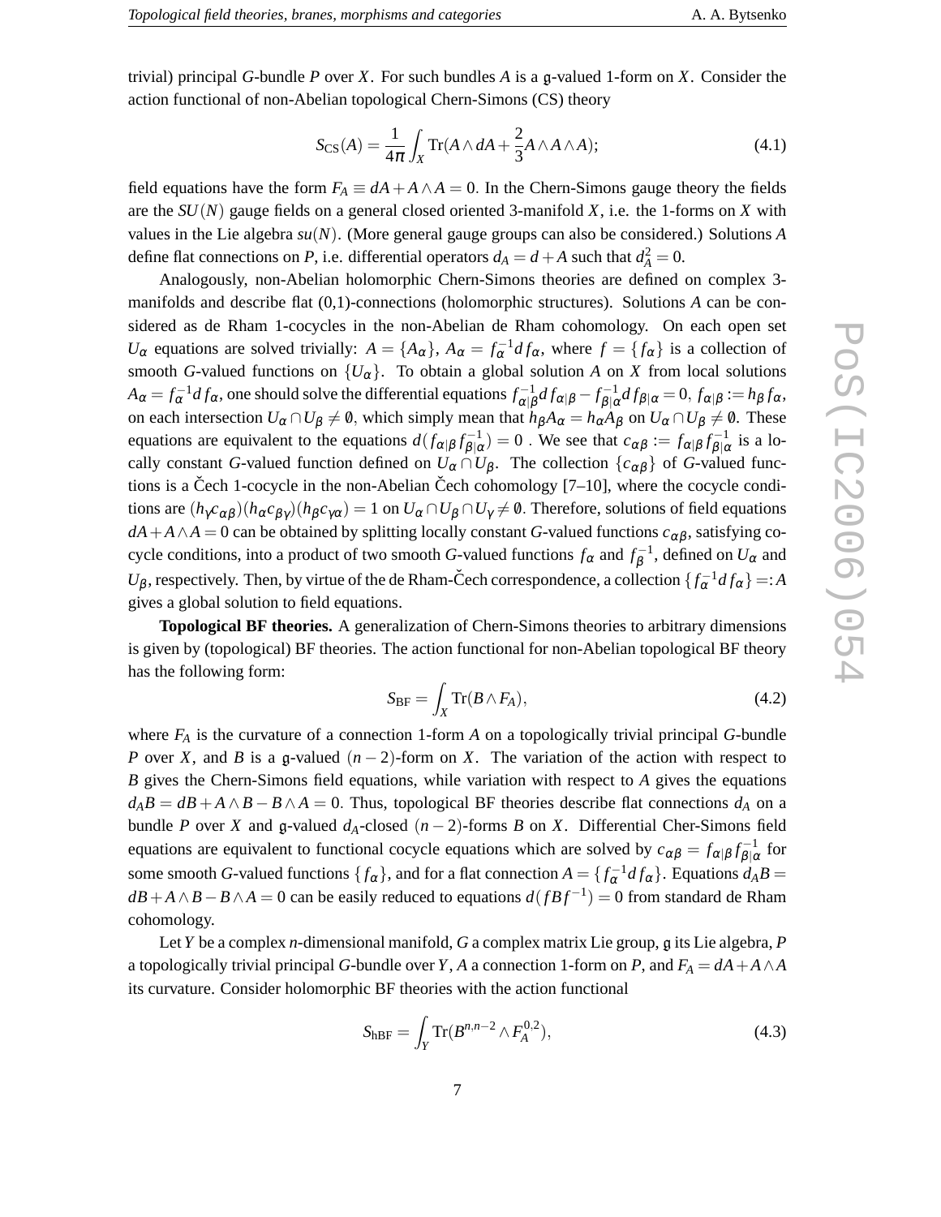trivial) principal $G$-bundle $P$ over $X$. For such bundles $A$ is a $\mathfrak{g}$-valued 1-form on $X$. Consider the action functional of non-Abelian topological Chern-Simons (CS) theory

$$S_{\rm CS}(A) = \frac{1}{4\pi}\int_X {\rm Tr}(A\wedge dA + \frac{2}{3}A\wedge A\wedge A); \tag{4.1}$$

field equations have the form $F_A \equiv dA + A\wedge A = 0$. In the Chern-Simons gauge theory the fields are the $SU(N)$ gauge fields on a general closed oriented 3-manifold $X$, i.e. the 1-forms on $X$ with values in the Lie algebra $su(N)$. (More general gauge groups can also be considered.) Solutions $A$ define flat connections on $P$, i.e. differential operators $d_A = d + A$ such that $d_A^2 = 0$.

Analogously, non-Abelian holomorphic Chern-Simons theories are defined on complex 3-manifolds and describe flat (0,1)-connections (holomorphic structures). Solutions $A$ can be considered as de Rham 1-cocycles in the non-Abelian de Rham cohomology. On each open set $U_\alpha$ equations are solved trivially: $A = \{A_\alpha\}$, $A_\alpha = f_\alpha^{-1} df_\alpha$, where $f = \{f_\alpha\}$ is a collection of smooth $G$-valued functions on $\{U_\alpha\}$. To obtain a global solution $A$ on $X$ from local solutions $A_\alpha = f_\alpha^{-1}df_\alpha$, one should solve the differential equations $f_{\alpha|\beta}^{-1}df_{\alpha|\beta} - f_{\beta|\alpha}^{-1}df_{\beta|\alpha} = 0$, $f_{\alpha|\beta} := h_\beta f_\alpha$, on each intersection $U_\alpha\cap U_\beta \neq \emptyset$, which simply mean that $h_\beta A_\alpha = h_\alpha A_\beta$ on $U_\alpha \cap U_\beta \neq \emptyset$. These equations are equivalent to the equations $d(f_{\alpha|\beta}f_{\beta|\alpha}^{-1}) = 0$ . We see that $c_{\alpha\beta} := f_{\alpha|\beta}f_{\beta|\alpha}^{-1}$ is a locally constant $G$-valued function defined on $U_\alpha\cap U_\beta$. The collection $\{c_{\alpha\beta}\}$ of $G$-valued functions is a Čech 1-cocycle in the non-Abelian Čech cohomology [7–10], where the cocycle conditions are $(h_\gamma c_{\alpha\beta})(h_\alpha c_{\beta\gamma})(h_\beta c_{\gamma\alpha}) = 1$ on $U_\alpha\cap U_\beta\cap U_\gamma\neq\emptyset$. Therefore, solutions of field equations $dA + A\wedge A = 0$ can be obtained by splitting locally constant $G$-valued functions $c_{\alpha\beta}$, satisfying cocycle conditions, into a product of two smooth $G$-valued functions $f_\alpha$ and $f_\beta^{-1}$, defined on $U_\alpha$ and $U_\beta$, respectively. Then, by virtue of the de Rham-Čech correspondence, a collection $\{f_\alpha^{-1}df_\alpha\} =: A$ gives a global solution to field equations.

**Topological BF theories.** A generalization of Chern-Simons theories to arbitrary dimensions is given by (topological) BF theories. The action functional for non-Abelian topological BF theory has the following form:

$$S_{\rm BF} = \int_X {\rm Tr}(B\wedge F_A), \tag{4.2}$$

where $F_A$ is the curvature of a connection 1-form $A$ on a topologically trivial principal $G$-bundle $P$ over $X$, and $B$ is a $\mathfrak{g}$-valued $(n-2)$-form on $X$. The variation of the action with respect to $B$ gives the Chern-Simons field equations, while variation with respect to $A$ gives the equations $d_AB = dB + A\wedge B - B\wedge A = 0$. Thus, topological BF theories describe flat connections $d_A$ on a bundle $P$ over $X$ and $\mathfrak{g}$-valued $d_A$-closed $(n-2)$-forms $B$ on $X$. Differential Cher-Simons field equations are equivalent to functional cocycle equations which are solved by $c_{\alpha\beta} = f_{\alpha|\beta}f_{\beta|\alpha}^{-1}$ for some smooth $G$-valued functions $\{f_\alpha\}$, and for a flat connection $A = \{f_\alpha^{-1}df_\alpha\}$. Equations $d_AB = dB + A\wedge B - B\wedge A = 0$ can be easily reduced to equations $d(fBf^{-1}) = 0$ from standard de Rham cohomology.

Let $Y$ be a complex $n$-dimensional manifold, $G$ a complex matrix Lie group, $\mathfrak{g}$ its Lie algebra, $P$ a topologically trivial principal $G$-bundle over $Y$, $A$ a connection 1-form on $P$, and $F_A = dA + A\wedge A$ its curvature. Consider holomorphic BF theories with the action functional

$$S_{\rm hBF} = \int_Y {\rm Tr}(B^{n,n-2}\wedge F_A^{0,2}), \tag{4.3}$$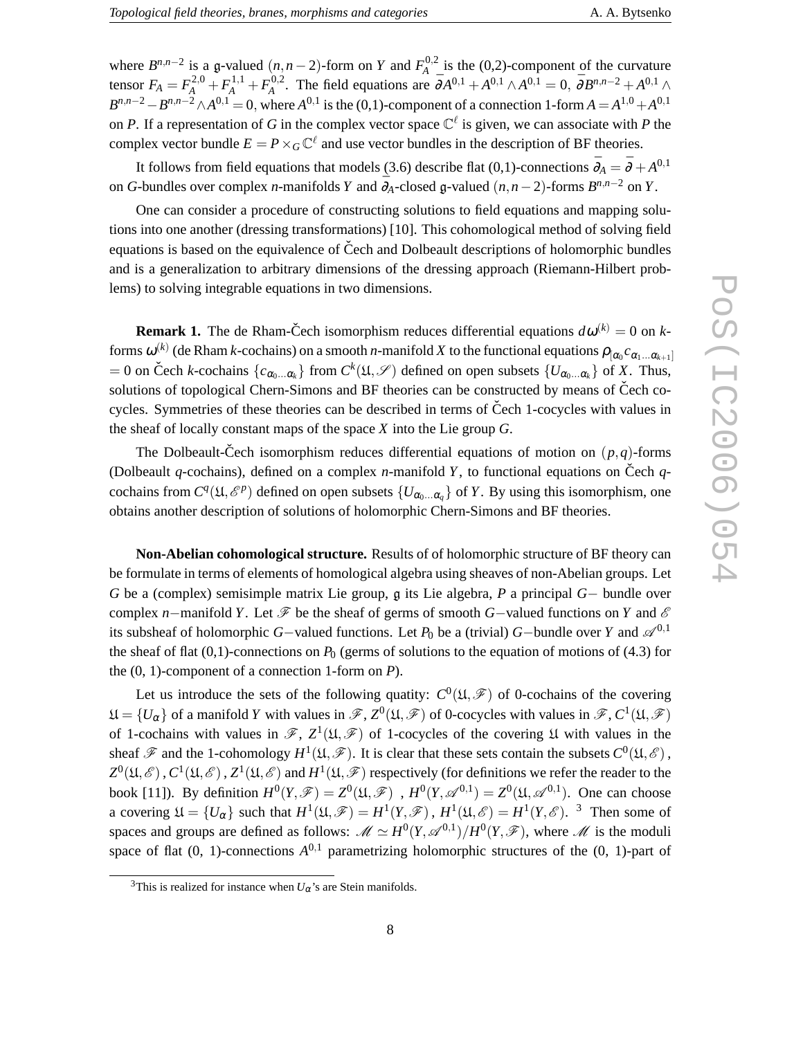where $B^{n,n-2}$ is a $\mathfrak{g}$-valued $(n,n-2)$-form on $Y$ and $F_A^{0,2}$ is the (0,2)-component of the curvature tensor $F_A = F_A^{2,0} + F_A^{1,1} + F_A^{0,2}$. The field equations are $\bar{\partial}A^{0,1} + A^{0,1} \wedge A^{0,1} = 0$, $\bar{\partial}B^{n,n-2} + A^{0,1} \wedge B^{n,n-2} - B^{n,n-2} \wedge A^{0,1} = 0$, where $A^{0,1}$ is the (0,1)-component of a connection 1-form $A = A^{1,0} + A^{0,1}$ on $P$. If a representation of $G$ in the complex vector space $\mathbb{C}^\ell$ is given, we can associate with $P$ the complex vector bundle $E = P \times_G \mathbb{C}^\ell$ and use vector bundles in the description of BF theories.

It follows from field equations that models (3.6) describe flat (0,1)-connections $\bar{\partial}_A = \bar{\partial} + A^{0,1}$ on $G$-bundles over complex $n$-manifolds $Y$ and $\bar{\partial}_A$-closed $\mathfrak{g}$-valued $(n,n-2)$-forms $B^{n,n-2}$ on $Y$.

One can consider a procedure of constructing solutions to field equations and mapping solutions into one another (dressing transformations) [10]. This cohomological method of solving field equations is based on the equivalence of Čech and Dolbeault descriptions of holomorphic bundles and is a generalization to arbitrary dimensions of the dressing approach (Riemann-Hilbert problems) to solving integrable equations in two dimensions.

**Remark 1.** The de Rham-Čech isomorphism reduces differential equations $d\omega^{(k)} = 0$ on $k$-forms $\omega^{(k)}$ (de Rham $k$-cochains) on a smooth $n$-manifold $X$ to the functional equations $\rho_{[\alpha_0} c_{\alpha_1 \ldots \alpha_{k+1}]} = 0$ on Čech $k$-cochains $\{c_{\alpha_0 \ldots \alpha_k}\}$ from $C^k(\mathfrak{U}, \mathscr{S})$ defined on open subsets $\{U_{\alpha_0 \ldots \alpha_k}\}$ of $X$. Thus, solutions of topological Chern-Simons and BF theories can be constructed by means of Čech cocycles. Symmetries of these theories can be described in terms of Čech 1-cocycles with values in the sheaf of locally constant maps of the space $X$ into the Lie group $G$.

The Dolbeault-Čech isomorphism reduces differential equations of motion on $(p,q)$-forms (Dolbeault $q$-cochains), defined on a complex $n$-manifold $Y$, to functional equations on Čech $q$-cochains from $C^q(\mathfrak{U}, \mathscr{E}^p)$ defined on open subsets $\{U_{\alpha_0 \ldots \alpha_q}\}$ of $Y$. By using this isomorphism, one obtains another description of solutions of holomorphic Chern-Simons and BF theories.

**Non-Abelian cohomological structure.** Results of of holomorphic structure of BF theory can be formulate in terms of elements of homological algebra using sheaves of non-Abelian groups. Let $G$ be a (complex) semisimple matrix Lie group, $\mathfrak{g}$ its Lie algebra, $P$ a principal $G-$ bundle over complex $n-$manifold $Y$. Let $\mathscr{F}$ be the sheaf of germs of smooth $G-$valued functions on $Y$ and $\mathscr{E}$ its subsheaf of holomorphic $G-$valued functions. Let $P_0$ be a (trivial) $G-$bundle over $Y$ and $\mathscr{A}^{0,1}$ the sheaf of flat (0,1)-connections on $P_0$ (germs of solutions to the equation of motions of (4.3) for the (0, 1)-component of a connection 1-form on $P$).

Let us introduce the sets of the following quatity: $C^0(\mathfrak{U}, \mathscr{F})$ of 0-cochains of the covering $\mathfrak{U} = \{U_\alpha\}$ of a manifold $Y$ with values in $\mathscr{F}$, $Z^0(\mathfrak{U}, \mathscr{F})$ of 0-cocycles with values in $\mathscr{F}$, $C^1(\mathfrak{U}, \mathscr{F})$ of 1-cochains with values in $\mathscr{F}$, $Z^1(\mathfrak{U}, \mathscr{F})$ of 1-cocycles of the covering $\mathfrak{U}$ with values in the sheaf $\mathscr{F}$ and the 1-cohomology $H^1(\mathfrak{U}, \mathscr{F})$. It is clear that these sets contain the subsets $C^0(\mathfrak{U}, \mathscr{E})$, $Z^0(\mathfrak{U}, \mathscr{E})$, $C^1(\mathfrak{U}, \mathscr{E})$, $Z^1(\mathfrak{U}, \mathscr{E})$ and $H^1(\mathfrak{U}, \mathscr{F})$ respectively (for definitions we refer the reader to the book [11]). By definition $H^0(Y, \mathscr{F}) = Z^0(\mathfrak{U}, \mathscr{F})$ , $H^0(Y, \mathscr{A}^{0,1}) = Z^0(\mathfrak{U}, \mathscr{A}^{0,1})$. One can choose a covering $\mathfrak{U} = \{U_\alpha\}$ such that $H^1(\mathfrak{U}, \mathscr{F}) = H^1(Y, \mathscr{F})$, $H^1(\mathfrak{U}, \mathscr{E}) = H^1(Y, \mathscr{E})$. [3] Then some of spaces and groups are defined as follows: $\mathscr{M} \simeq H^0(Y, \mathscr{A}^{0,1})/H^0(Y, \mathscr{F})$, where $\mathscr{M}$ is the moduli space of flat (0, 1)-connections $A^{0,1}$ parametrizing holomorphic structures of the (0, 1)-part of

[3] This is realized for instance when $U_\alpha$'s are Stein manifolds.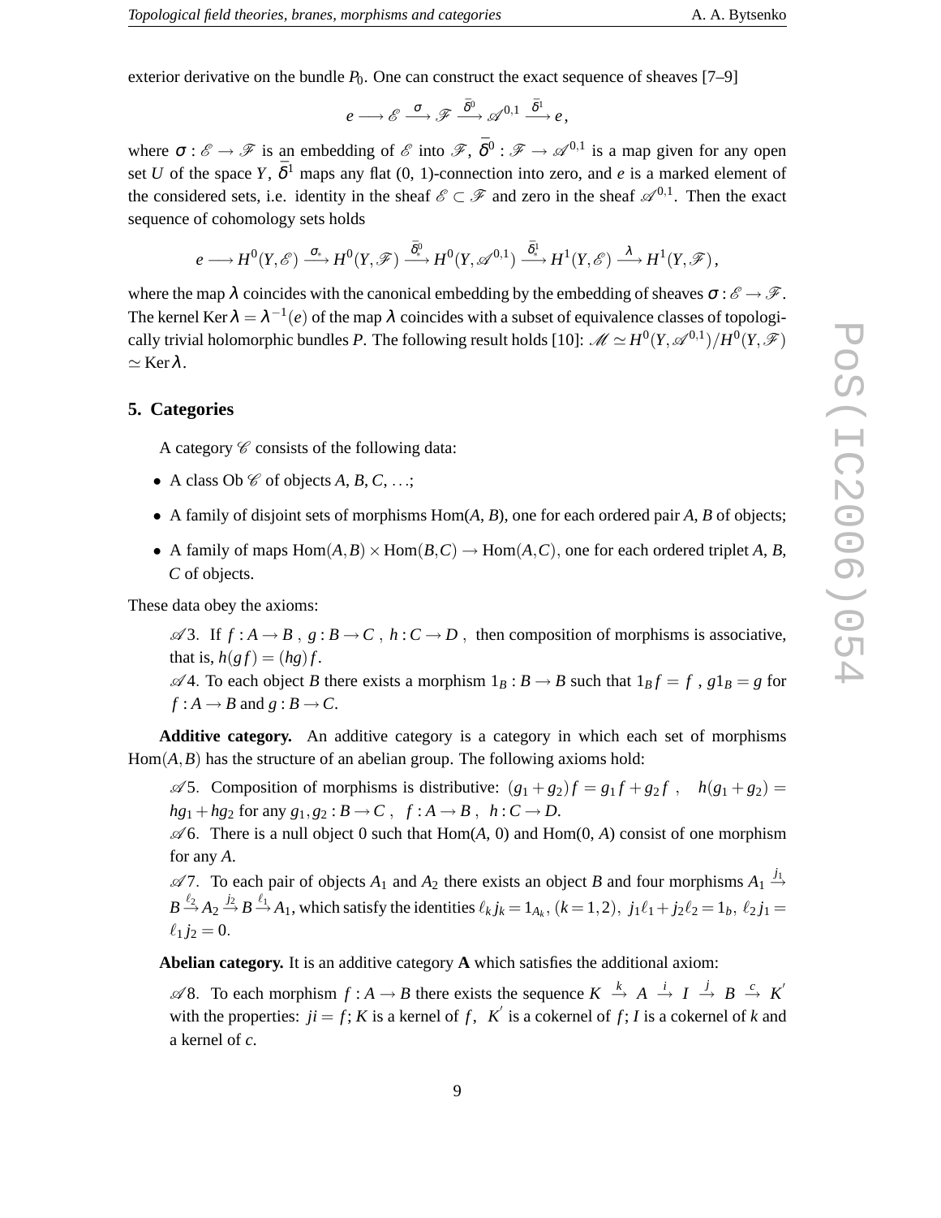exterior derivative on the bundle $P_0$. One can construct the exact sequence of sheaves [7–9]

$$e \longrightarrow \mathscr{E} \xrightarrow{\sigma} \mathscr{F} \xrightarrow{\bar{\delta}^0} \mathscr{A}^{0,1} \xrightarrow{\bar{\delta}^1} e\,,$$

where $\sigma : \mathscr{E} \to \mathscr{F}$ is an embedding of $\mathscr{E}$ into $\mathscr{F}$, $\bar{\delta}^0 : \mathscr{F} \to \mathscr{A}^{0,1}$ is a map given for any open set $U$ of the space $Y$, $\bar{\delta}^1$ maps any flat (0, 1)-connection into zero, and $e$ is a marked element of the considered sets, i.e. identity in the sheaf $\mathscr{E} \subset \mathscr{F}$ and zero in the sheaf $\mathscr{A}^{0,1}$. Then the exact sequence of cohomology sets holds

$$e \longrightarrow H^0(Y,\mathscr{E}) \xrightarrow{\sigma_*} H^0(Y,\mathscr{F}) \xrightarrow{\bar{\delta}^0_*} H^0(Y,\mathscr{A}^{0,1}) \xrightarrow{\bar{\delta}^1_*} H^1(Y,\mathscr{E}) \xrightarrow{\lambda} H^1(Y,\mathscr{F})\,,$$

where the map $\lambda$ coincides with the canonical embedding by the embedding of sheaves $\sigma : \mathscr{E} \to \mathscr{F}$. The kernel $\mathrm{Ker}\,\lambda = \lambda^{-1}(e)$ of the map $\lambda$ coincides with a subset of equivalence classes of topologically trivial holomorphic bundles $P$. The following result holds [10]: $\mathscr{M} \simeq H^0(Y,\mathscr{A}^{0,1})/H^0(Y,\mathscr{F}) \simeq \mathrm{Ker}\,\lambda$.

## 5. Categories

A category $\mathscr{C}$ consists of the following data:

- A class Ob $\mathscr{C}$ of objects $A$, $B$, $C$, ...;
- A family of disjoint sets of morphisms Hom($A$, $B$), one for each ordered pair $A$, $B$ of objects;
- A family of maps $\mathrm{Hom}(A,B) \times \mathrm{Hom}(B,C) \to \mathrm{Hom}(A,C)$, one for each ordered triplet $A$, $B$, $C$ of objects.

These data obey the axioms:

$\mathscr{A}3$. If $f : A \to B$ , $g : B \to C$ , $h : C \to D$ , then composition of morphisms is associative, that is, $h(gf) = (hg)f$.
$\mathscr{A}4$. To each object $B$ there exists a morphism $1_B : B \to B$ such that $1_B f = f$ , $g 1_B = g$ for $f : A \to B$ and $g : B \to C$.

**Additive category.** An additive category is a category in which each set of morphisms $\mathrm{Hom}(A,B)$ has the structure of an abelian group. The following axioms hold:

$\mathscr{A}5$. Composition of morphisms is distributive: $(g_1 + g_2)f = g_1 f + g_2 f$ , $h(g_1 + g_2) = hg_1 + hg_2$ for any $g_1, g_2 : B \to C$ , $f : A \to B$ , $h : C \to D$.
$\mathscr{A}6$. There is a null object 0 such that Hom($A$, 0) and Hom(0, $A$) consist of one morphism for any $A$.
$\mathscr{A}7$. To each pair of objects $A_1$ and $A_2$ there exists an object $B$ and four morphisms $A_1 \overset{j_1}{\to} B \overset{\ell_2}{\to} A_2 \overset{j_2}{\to} B \overset{\ell_1}{\to} A_1$, which satisfy the identities $\ell_k j_k = 1_{A_k}$, $(k = 1,2)$, $j_1\ell_1 + j_2\ell_2 = 1_b$, $\ell_2 j_1 = \ell_1 j_2 = 0$.

**Abelian category.** It is an additive category **A** which satisfies the additional axiom:

$\mathscr{A}8$. To each morphism $f : A \to B$ there exists the sequence $K \overset{k}{\to} A \overset{i}{\to} I \overset{j}{\to} B \overset{c}{\to} K'$ with the properties: $ji = f$; $K$ is a kernel of $f$, $K'$ is a cokernel of $f$; $I$ is a cokernel of $k$ and a kernel of $c$.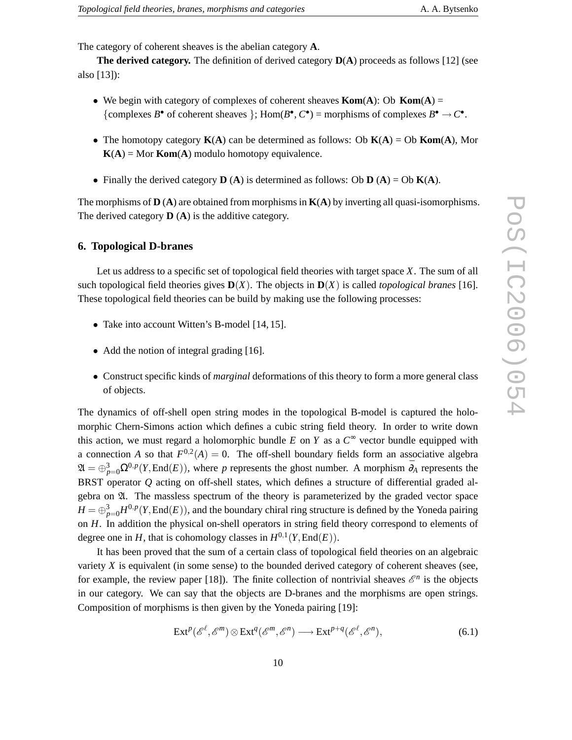The category of coherent sheaves is the abelian category **A**.

**The derived category.** The definition of derived category **D**(**A**) proceeds as follows [12] (see also [13]):

- We begin with category of complexes of coherent sheaves **Kom**(**A**): Ob **Kom**(**A**) = {complexes $B^\bullet$ of coherent sheaves }; Hom($B^\bullet$, $C^\bullet$) = morphisms of complexes $B^\bullet \to C^\bullet$.
- The homotopy category **K**(**A**) can be determined as follows: Ob **K**(**A**) = Ob **Kom**(**A**), Mor **K**(**A**) = Mor **Kom**(**A**) modulo homotopy equivalence.
- Finally the derived category **D** (**A**) is determined as follows: Ob **D** (**A**) = Ob **K**(**A**).

The morphisms of **D** (**A**) are obtained from morphisms in **K**(**A**) by inverting all quasi-isomorphisms. The derived category **D** (**A**) is the additive category.

## 6. Topological D-branes

Let us address to a specific set of topological field theories with target space $X$. The sum of all such topological field theories gives $\mathbf{D}(X)$. The objects in $\mathbf{D}(X)$ is called *topological branes* [16]. These topological field theories can be build by making use the following processes:

- Take into account Witten's B-model [14, 15].
- Add the notion of integral grading [16].
- Construct specific kinds of *marginal* deformations of this theory to form a more general class of objects.

The dynamics of off-shell open string modes in the topological B-model is captured the holomorphic Chern-Simons action which defines a cubic string field theory. In order to write down this action, we must regard a holomorphic bundle $E$ on $Y$ as a $C^\infty$ vector bundle equipped with a connection $A$ so that $F^{0,2}(A) = 0$. The off-shell boundary fields form an associative algebra $\mathfrak{A} = \oplus_{p=0}^{3}\Omega^{0,p}(Y, \mathrm{End}(E))$, where $p$ represents the ghost number. A morphism $\overline{\partial}_A$ represents the BRST operator $Q$ acting on off-shell states, which defines a structure of differential graded algebra on $\mathfrak{A}$. The massless spectrum of the theory is parameterized by the graded vector space $H = \oplus_{p=0}^{3} H^{0,p}(Y, \mathrm{End}(E))$, and the boundary chiral ring structure is defined by the Yoneda pairing on $H$. In addition the physical on-shell operators in string field theory correspond to elements of degree one in $H$, that is cohomology classes in $H^{0,1}(Y, \mathrm{End}(E))$.

It has been proved that the sum of a certain class of topological field theories on an algebraic variety $X$ is equivalent (in some sense) to the bounded derived category of coherent sheaves (see, for example, the review paper [18]). The finite collection of nontrivial sheaves $\mathscr{E}^n$ is the objects in our category. We can say that the objects are D-branes and the morphisms are open strings. Composition of morphisms is then given by the Yoneda pairing [19]:

$$
\mathrm{Ext}^p(\mathscr{E}^\ell, \mathscr{E}^m) \otimes \mathrm{Ext}^q(\mathscr{E}^m, \mathscr{E}^n) \longrightarrow \mathrm{Ext}^{p+q}(\mathscr{E}^\ell, \mathscr{E}^n), \tag{6.1}
$$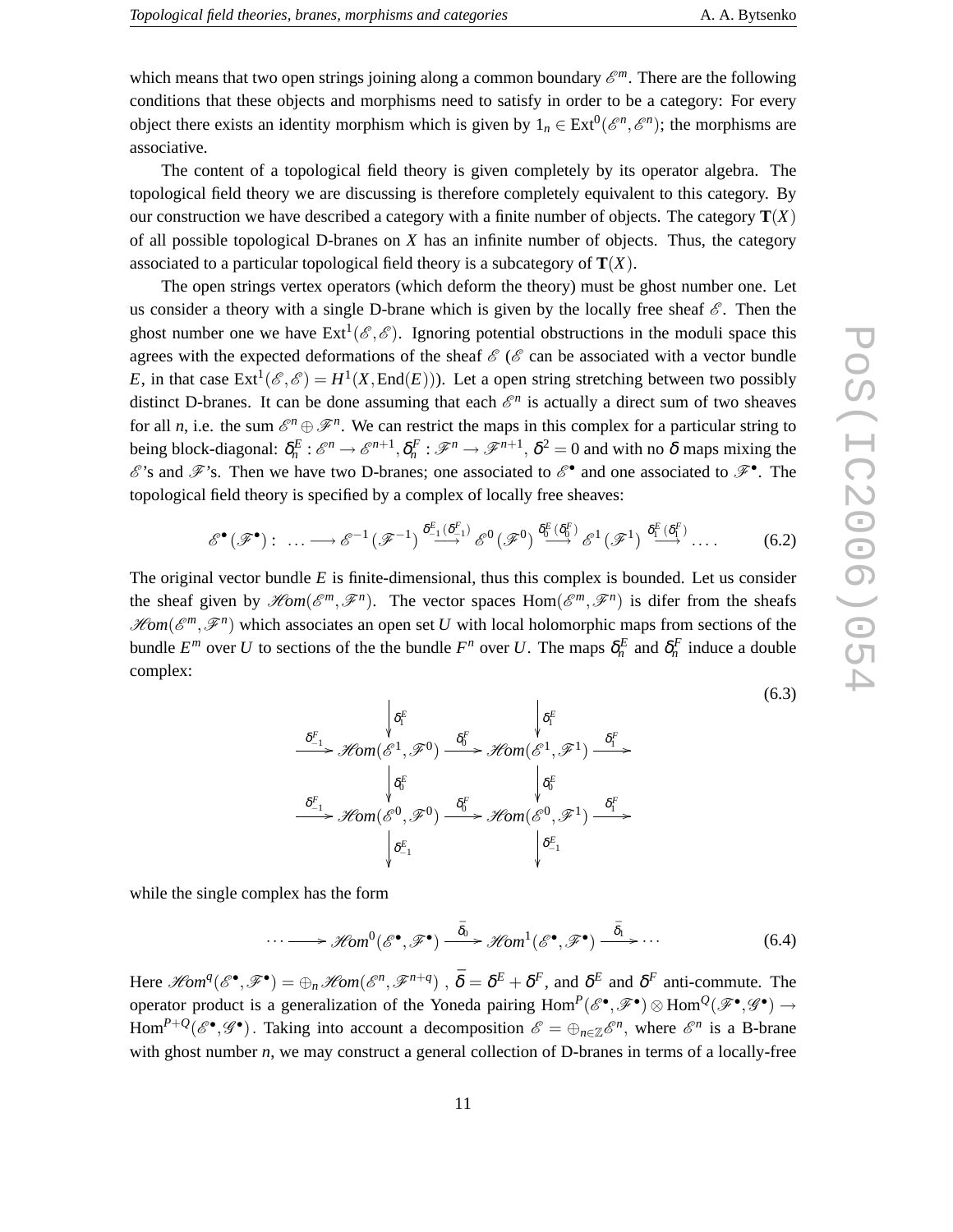which means that two open strings joining along a common boundary $\mathscr{E}^m$. There are the following conditions that these objects and morphisms need to satisfy in order to be a category: For every object there exists an identity morphism which is given by $1_n \in \mathrm{Ext}^0(\mathscr{E}^n, \mathscr{E}^n)$; the morphisms are associative.

The content of a topological field theory is given completely by its operator algebra. The topological field theory we are discussing is therefore completely equivalent to this category. By our construction we have described a category with a finite number of objects. The category $\mathbf{T}(X)$ of all possible topological D-branes on $X$ has an infinite number of objects. Thus, the category associated to a particular topological field theory is a subcategory of $\mathbf{T}(X)$.

The open strings vertex operators (which deform the theory) must be ghost number one. Let us consider a theory with a single D-brane which is given by the locally free sheaf $\mathscr{E}$. Then the ghost number one we have $\mathrm{Ext}^1(\mathscr{E}, \mathscr{E})$. Ignoring potential obstructions in the moduli space this agrees with the expected deformations of the sheaf $\mathscr{E}$ ($\mathscr{E}$ can be associated with a vector bundle $E$, in that case $\mathrm{Ext}^1(\mathscr{E}, \mathscr{E}) = H^1(X, \mathrm{End}(E))$). Let a open string stretching between two possibly distinct D-branes. It can be done assuming that each $\mathscr{E}^n$ is actually a direct sum of two sheaves for all $n$, i.e. the sum $\mathscr{E}^n \oplus \mathscr{F}^n$. We can restrict the maps in this complex for a particular string to being block-diagonal: $\delta_n^E : \mathscr{E}^n \to \mathscr{E}^{n+1}, \delta_n^F : \mathscr{F}^n \to \mathscr{F}^{n+1}$, $\delta^2 = 0$ and with no $\delta$ maps mixing the $\mathscr{E}$'s and $\mathscr{F}$'s. Then we have two D-branes; one associated to $\mathscr{E}^\bullet$ and one associated to $\mathscr{F}^\bullet$. The topological field theory is specified by a complex of locally free sheaves:

$$\mathscr{E}^\bullet(\mathscr{F}^\bullet) : \ \ldots \longrightarrow \mathscr{E}^{-1}(\mathscr{F}^{-1}) \stackrel{\delta_{-1}^E(\delta_{-1}^F)}{\longrightarrow} \mathscr{E}^0(\mathscr{F}^0) \stackrel{\delta_0^E(\delta_0^F)}{\longrightarrow} \mathscr{E}^1(\mathscr{F}^1) \stackrel{\delta_1^E(\delta_1^F)}{\longrightarrow} \ldots . \tag{6.2}$$

The original vector bundle $E$ is finite-dimensional, thus this complex is bounded. Let us consider the sheaf given by $\mathscr{H}om(\mathscr{E}^m, \mathscr{F}^n)$. The vector spaces $\mathrm{Hom}(\mathscr{E}^m, \mathscr{F}^n)$ is difer from the sheafs $\mathscr{H}om(\mathscr{E}^m, \mathscr{F}^n)$ which associates an open set $U$ with local holomorphic maps from sections of the bundle $E^m$ over $U$ to sections of the the bundle $F^n$ over $U$. The maps $\delta_n^E$ and $\delta_n^F$ induce a double complex:

$$\begin{array}{ccccccc}
 & & \Big\downarrow \delta_1^E & & \Big\downarrow \delta_1^E & & \\
\xrightarrow{\delta_{-1}^F} & \mathscr{H}om(\mathscr{E}^1, \mathscr{F}^0) & \xrightarrow{\delta_0^F} & \mathscr{H}om(\mathscr{E}^1, \mathscr{F}^1) & \xrightarrow{\delta_1^F} & & \\
 & \Big\downarrow \delta_0^E & & \Big\downarrow \delta_0^E & & & \\
\xrightarrow{\delta_{-1}^F} & \mathscr{H}om(\mathscr{E}^0, \mathscr{F}^0) & \xrightarrow{\delta_0^F} & \mathscr{H}om(\mathscr{E}^0, \mathscr{F}^1) & \xrightarrow{\delta_1^F} & & \\
 & \Big\downarrow \delta_{-1}^E & & \Big\downarrow \delta_{-1}^E & & &
\end{array} \tag{6.3}$$

while the single complex has the form

$$\cdots \longrightarrow \mathscr{H}om^0(\mathscr{E}^\bullet, \mathscr{F}^\bullet) \xrightarrow{\bar{\delta}_0} \mathscr{H}om^1(\mathscr{E}^\bullet, \mathscr{F}^\bullet) \xrightarrow{\bar{\delta}_1} \cdots \tag{6.4}$$

Here $\mathscr{H}om^q(\mathscr{E}^\bullet, \mathscr{F}^\bullet) = \oplus_n \mathscr{H}om(\mathscr{E}^n, \mathscr{F}^{n+q})$ , $\bar{\delta} = \delta^E + \delta^F$, and $\delta^E$ and $\delta^F$ anti-commute. The operator product is a generalization of the Yoneda pairing $\mathrm{Hom}^P(\mathscr{E}^\bullet, \mathscr{F}^\bullet) \otimes \mathrm{Hom}^Q(\mathscr{F}^\bullet, \mathscr{G}^\bullet) \to \mathrm{Hom}^{P+Q}(\mathscr{E}^\bullet, \mathscr{G}^\bullet)$. Taking into account a decomposition $\mathscr{E} = \oplus_{n\in\mathbb{Z}} \mathscr{E}^n$, where $\mathscr{E}^n$ is a B-brane with ghost number $n$, we may construct a general collection of D-branes in terms of a locally-free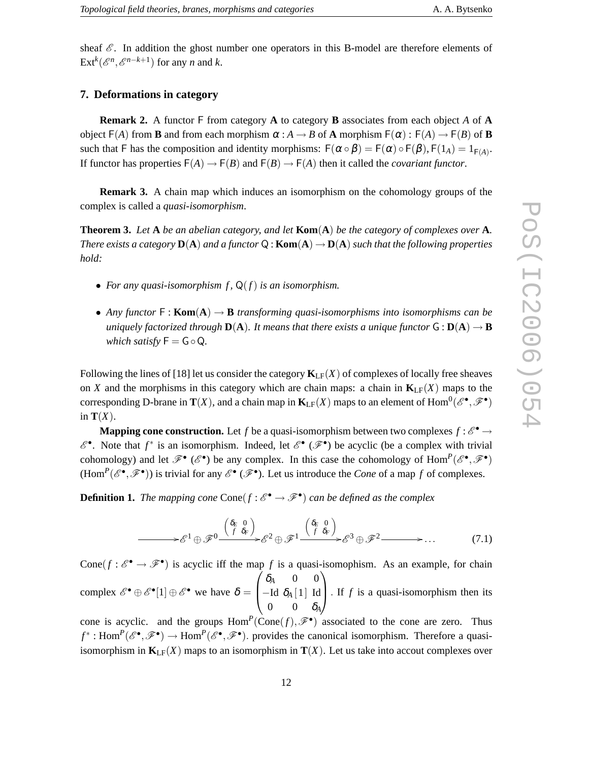sheaf $\mathscr{E}$. In addition the ghost number one operators in this B-model are therefore elements of $\mathrm{Ext}^k(\mathscr{E}^n, \mathscr{E}^{n-k+1})$ for any $n$ and $k$.

## 7. Deformations in category

**Remark 2.** A functor $\mathsf{F}$ from category $\mathbf{A}$ to category $\mathbf{B}$ associates from each object $A$ of $\mathbf{A}$ object $\mathsf{F}(A)$ from $\mathbf{B}$ and from each morphism $\alpha : A \to B$ of $\mathbf{A}$ morphism $\mathsf{F}(\alpha) : \mathsf{F}(A) \to \mathsf{F}(B)$ of $\mathbf{B}$ such that $\mathsf{F}$ has the composition and identity morphisms: $\mathsf{F}(\alpha \circ \beta) = \mathsf{F}(\alpha) \circ \mathsf{F}(\beta), \mathsf{F}(1_A) = 1_{\mathsf{F}(A)}$. If functor has properties $\mathsf{F}(A) \to \mathsf{F}(B)$ and $\mathsf{F}(B) \to \mathsf{F}(A)$ then it called the *covariant functor*.

**Remark 3.** A chain map which induces an isomorphism on the cohomology groups of the complex is called a *quasi-isomorphism*.

**Theorem 3.** *Let* $\mathbf{A}$ *be an abelian category, and let* $\mathbf{Kom}(\mathbf{A})$ *be the category of complexes over* $\mathbf{A}$. *There exists a category* $\mathbf{D}(\mathbf{A})$ *and a functor* $\mathsf{Q} : \mathbf{Kom}(\mathbf{A}) \to \mathbf{D}(\mathbf{A})$ *such that the following properties hold:*

- *For any quasi-isomorphism* $f$, $\mathsf{Q}(f)$ *is an isomorphism.*
- *Any functor* $\mathsf{F} : \mathbf{Kom}(\mathbf{A}) \to \mathbf{B}$ *transforming quasi-isomorphisms into isomorphisms can be uniquely factorized through* $\mathbf{D}(\mathbf{A})$. *It means that there exists a unique functor* $\mathsf{G} : \mathbf{D}(\mathbf{A}) \to \mathbf{B}$ *which satisfy* $\mathsf{F} = \mathsf{G} \circ \mathsf{Q}$.

Following the lines of [18] let us consider the category $\mathbf{K}_{\mathrm{LF}}(X)$ of complexes of locally free sheaves on $X$ and the morphisms in this category which are chain maps: a chain in $\mathbf{K}_{\mathrm{LF}}(X)$ maps to the corresponding D-brane in $\mathbf{T}(X)$, and a chain map in $\mathbf{K}_{\mathrm{LF}}(X)$ maps to an element of $\mathrm{Hom}^0(\mathscr{E}^\bullet, \mathscr{F}^\bullet)$ in $\mathbf{T}(X)$.

**Mapping cone construction.** Let $f$ be a quasi-isomorphism between two complexes $f : \mathscr{E}^\bullet \to \mathscr{E}^\bullet$. Note that $f^*$ is an isomorphism. Indeed, let $\mathscr{E}^\bullet$ ($\mathscr{F}^\bullet$) be acyclic (be a complex with trivial cohomology) and let $\mathscr{F}^\bullet$ ($\mathscr{E}^\bullet$) be any complex. In this case the cohomology of $\mathrm{Hom}^P(\mathscr{E}^\bullet, \mathscr{F}^\bullet)$ ($\mathrm{Hom}^P(\mathscr{E}^\bullet, \mathscr{F}^\bullet)$) is trivial for any $\mathscr{E}^\bullet$ ($\mathscr{F}^\bullet$). Let us introduce the *Cone* of a map $f$ of complexes.

**Definition 1.** *The mapping cone* $\mathrm{Cone}(f : \mathscr{E}^\bullet \to \mathscr{F}^\bullet)$ *can be defined as the complex*

$$
\longrightarrow \mathscr{E}^1 \oplus \mathscr{F}^0 \xrightarrow{\begin{pmatrix} \delta_E & 0 \\ f & \delta_F \end{pmatrix}} \mathscr{E}^2 \oplus \mathscr{F}^1 \xrightarrow{\begin{pmatrix} \delta_E & 0 \\ f & \delta_F \end{pmatrix}} \mathscr{E}^3 \oplus \mathscr{F}^2 \longrightarrow \dots \tag{7.1}
$$

$\mathrm{Cone}(f : \mathscr{E}^\bullet \to \mathscr{F}^\bullet)$ is acyclic iff the map $f$ is a quasi-isomophism. As an example, for chain complex $\mathscr{E}^\bullet \oplus \mathscr{E}^\bullet[1] \oplus \mathscr{E}^\bullet$ we have $\delta = \begin{pmatrix} \delta_A & 0 & 0 \\ -\mathrm{Id} & \delta_A[1] & \mathrm{Id} \\ 0 & 0 & \delta_A \end{pmatrix}$. If $f$ is a quasi-isomorphism then its cone is acyclic. and the groups $\mathrm{Hom}^P(\mathrm{Cone}(f), \mathscr{F}^\bullet)$ associated to the cone are zero. Thus $f^* : \mathrm{Hom}^P(\mathscr{E}^\bullet, \mathscr{F}^\bullet) \to \mathrm{Hom}^P(\mathscr{E}^\bullet, \mathscr{F}^\bullet)$. provides the canonical isomorphism. Therefore a quasi-isomorphism in $\mathbf{K}_{\mathrm{LF}}(X)$ maps to an isomorphism in $\mathbf{T}(X)$. Let us take into accout complexes over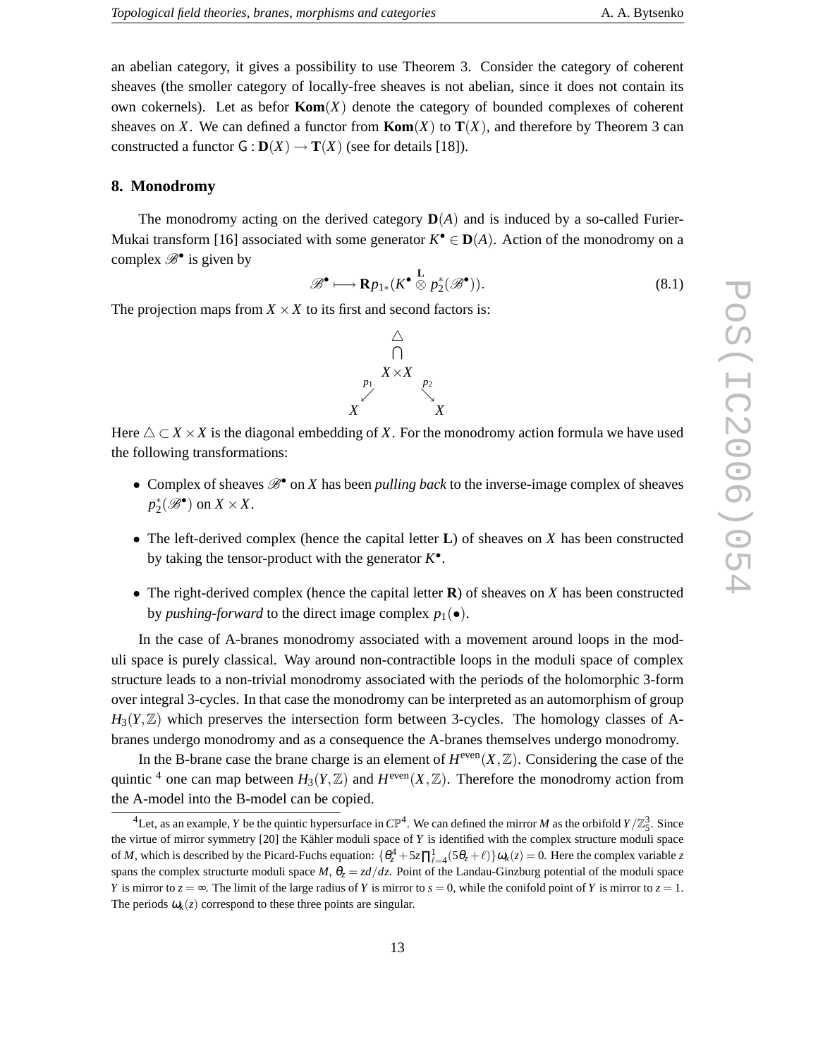an abelian category, it gives a possibility to use Theorem 3. Consider the category of coherent sheaves (the smaller category of locally-free sheaves is not abelian, since it does not contain its own cokernels). Let as befor $\mathbf{Kom}(X)$ denote the category of bounded complexes of coherent sheaves on $X$. We can defined a functor from $\mathbf{Kom}(X)$ to $\mathbf{T}(X)$, and therefore by Theorem 3 can constructed a functor $\mathsf{G} : \mathbf{D}(X) \to \mathbf{T}(X)$ (see for details [18]).

## 8. Monodromy

The monodromy acting on the derived category $\mathbf{D}(A)$ and is induced by a so-called Furier-Mukai transform [16] associated with some generator $K^\bullet \in \mathbf{D}(A)$. Action of the monodromy on a complex $\mathscr{B}^\bullet$ is given by

$$\mathscr{B}^\bullet \longmapsto \mathbf{R}p_{1*}(K^\bullet \overset{\mathbf{L}}{\otimes} p_2^*(\mathscr{B}^\bullet)). \tag{8.1}$$

The projection maps from $X \times X$ to its first and second factors is:

$$\begin{array}{ccc} & \triangle & \\ & \cap & \\ & X \times X & \\ {\scriptstyle p_1} \swarrow & & \searrow {\scriptstyle p_2} \\ X & & X \end{array}$$

Here $\triangle \subset X \times X$ is the diagonal embedding of $X$. For the monodromy action formula we have used the following transformations:

- Complex of sheaves $\mathscr{B}^\bullet$ on $X$ has been *pulling back* to the inverse-image complex of sheaves $p_2^*(\mathscr{B}^\bullet)$ on $X \times X$.
- The left-derived complex (hence the capital letter $\mathbf{L}$) of sheaves on $X$ has been constructed by taking the tensor-product with the generator $K^\bullet$.
- The right-derived complex (hence the capital letter $\mathbf{R}$) of sheaves on $X$ has been constructed by *pushing-forward* to the direct image complex $p_1(\bullet)$.

In the case of A-branes monodromy associated with a movement around loops in the moduli space is purely classical. Way around non-contractible loops in the moduli space of complex structure leads to a non-trivial monodromy associated with the periods of the holomorphic 3-form over integral 3-cycles. In that case the monodromy can be interpreted as an automorphism of group $H_3(Y,\mathbb{Z})$ which preserves the intersection form between 3-cycles. The homology classes of A-branes undergo monodromy and as a consequence the A-branes themselves undergo monodromy.

In the B-brane case the brane charge is an element of $H^{\text{even}}(X,\mathbb{Z})$. Considering the case of the quintic [4] one can map between $H_3(Y,\mathbb{Z})$ and $H^{\text{even}}(X,\mathbb{Z})$. Therefore the monodromy action from the A-model into the B-model can be copied.

[4] Let, as an example, $Y$ be the quintic hypersurface in $C\mathbb{P}^4$. We can defined the mirror $M$ as the orbifold $Y/\mathbb{Z}_5^3$. Since the virtue of mirror symmetry [20] the Kähler moduli space of $Y$ is identified with the complex structure moduli space of $M$, which is described by the Picard-Fuchs equation: $\{\theta_z^4 + 5z\prod_{\ell=4}^{1}(5\theta_z + \ell)\}\omega_k(z) = 0$. Here the complex variable $z$ spans the complex structurte moduli space $M$, $\theta_z = zd/dz$. Point of the Landau-Ginzburg potential of the moduli space $Y$ is mirror to $z = \infty$. The limit of the large radius of $Y$ is mirror to $s = 0$, while the conifold point of $Y$ is mirror to $z = 1$. The periods $\omega_k(z)$ correspond to these three points are singular.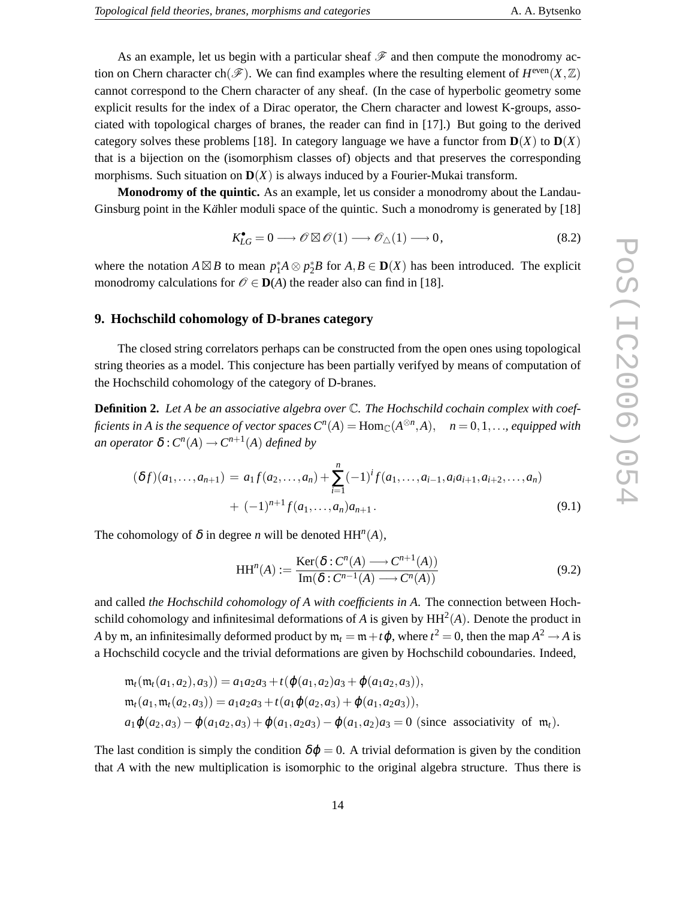As an example, let us begin with a particular sheaf $\mathscr{F}$ and then compute the monodromy action on Chern character $\mathrm{ch}(\mathscr{F})$. We can find examples where the resulting element of $H^{\mathrm{even}}(X,\mathbb{Z})$ cannot correspond to the Chern character of any sheaf. (In the case of hyperbolic geometry some explicit results for the index of a Dirac operator, the Chern character and lowest K-groups, associated with topological charges of branes, the reader can find in [17].) But going to the derived category solves these problems [18]. In category language we have a functor from $\mathbf{D}(X)$ to $\mathbf{D}(X)$ that is a bijection on the (isomorphism classes of) objects and that preserves the corresponding morphisms. Such situation on $\mathbf{D}(X)$ is always induced by a Fourier-Mukai transform.

**Monodromy of the quintic.** As an example, let us consider a monodromy about the Landau-Ginsburg point in the Kähler moduli space of the quintic. Such a monodromy is generated by [18]

$$K^{\bullet}_{LG} = 0 \longrightarrow \mathscr{O} \boxtimes \mathscr{O}(1) \longrightarrow \mathscr{O}_{\triangle}(1) \longrightarrow 0\,, \tag{8.2}$$

where the notation $A \boxtimes B$ to mean $p_1^* A \otimes p_2^* B$ for $A, B \in \mathbf{D}(X)$ has been introduced. The explicit monodromy calculations for $\mathscr{O} \in \mathbf{D}(A)$ the reader also can find in [18].

## 9. Hochschild cohomology of D-branes category

The closed string correlators perhaps can be constructed from the open ones using topological string theories as a model. This conjecture has been partially verifyed by means of computation of the Hochschild cohomology of the category of D-branes.

**Definition 2.** *Let $A$ be an associative algebra over $\mathbb{C}$. The Hochschild cochain complex with coefficients in $A$ is the sequence of vector spaces $C^n(A) = \mathrm{Hom}_{\mathbb{C}}(A^{\otimes n}, A), \quad n = 0, 1, \ldots$, equipped with an operator $\delta : C^n(A) \to C^{n+1}(A)$ defined by*

$$\begin{aligned}(\delta f)(a_1, \ldots, a_{n+1}) \,&=\, a_1 f(a_2, \ldots, a_n) + \sum_{i=1}^{n} (-1)^i f(a_1, \ldots, a_{i-1}, a_i a_{i+1}, a_{i+2}, \ldots, a_n) \\ &\quad +\, (-1)^{n+1} f(a_1, \ldots, a_n) a_{n+1}\,.\end{aligned} \tag{9.1}$$

The cohomology of $\delta$ in degree $n$ will be denoted $\mathrm{HH}^n(A)$,

$$\mathrm{HH}^n(A) := \frac{\mathrm{Ker}(\delta : C^n(A) \longrightarrow C^{n+1}(A))}{\mathrm{Im}(\delta : C^{n-1}(A) \longrightarrow C^n(A))} \tag{9.2}$$

and called *the Hochschild cohomology of $A$ with coefficients in $A$.* The connection between Hochschild cohomology and infinitesimal deformations of $A$ is given by $\mathrm{HH}^2(A)$. Denote the product in $A$ by $\mathfrak{m}$, an infinitesimally deformed product by $\mathfrak{m}_t = \mathfrak{m} + t\varphi$, where $t^2 = 0$, then the map $A^2 \to A$ is a Hochschild cocycle and the trivial deformations are given by Hochschild coboundaries. Indeed,

$$\begin{aligned}&\mathfrak{m}_t(\mathfrak{m}_t(a_1, a_2), a_3)) = a_1 a_2 a_3 + t(\varphi(a_1, a_2) a_3 + \varphi(a_1 a_2, a_3)), \\ &\mathfrak{m}_t(a_1, \mathfrak{m}_t(a_2, a_3)) = a_1 a_2 a_3 + t(a_1 \varphi(a_2, a_3) + \varphi(a_1, a_2 a_3)), \\ &a_1 \varphi(a_2, a_3) - \varphi(a_1 a_2, a_3) + \varphi(a_1, a_2 a_3) - \varphi(a_1, a_2) a_3 = 0 \ \text{(since associativity of } \mathfrak{m}_t).\end{aligned}$$

The last condition is simply the condition $\delta\varphi = 0$. A trivial deformation is given by the condition that $A$ with the new multiplication is isomorphic to the original algebra structure. Thus there is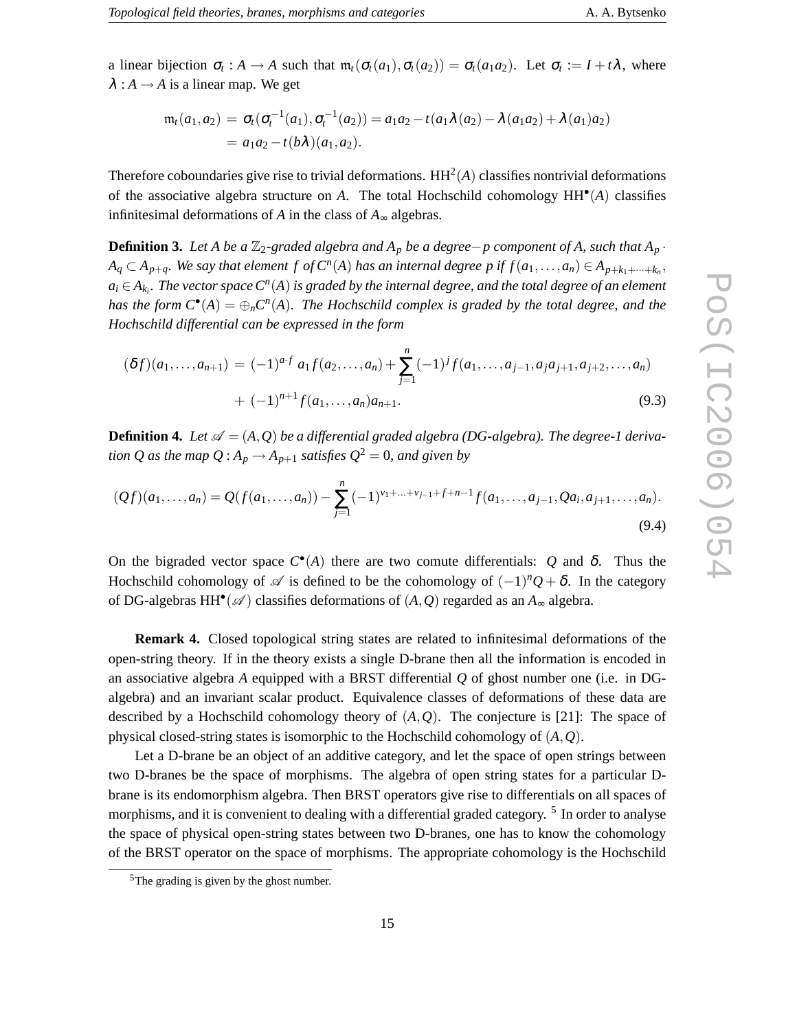a linear bijection $\sigma_t : A \to A$ such that $\mathfrak{m}_t(\sigma_t(a_1), \sigma_t(a_2)) = \sigma_t(a_1 a_2)$. Let $\sigma_t := I + t\lambda$, where $\lambda : A \to A$ is a linear map. We get

$$
\begin{aligned}
\mathfrak{m}_t(a_1, a_2) &= \sigma_t(\sigma_t^{-1}(a_1), \sigma_t^{-1}(a_2)) = a_1 a_2 - t(a_1\lambda(a_2) - \lambda(a_1 a_2) + \lambda(a_1)a_2) \\
&= a_1 a_2 - t(b\lambda)(a_1, a_2).
\end{aligned}
$$

Therefore coboundaries give rise to trivial deformations. $\mathrm{HH}^2(A)$ classifies nontrivial deformations of the associative algebra structure on $A$. The total Hochschild cohomology $\mathrm{HH}^\bullet(A)$ classifies infinitesimal deformations of $A$ in the class of $A_\infty$ algebras.

**Definition 3.** *Let $A$ be a $\mathbb{Z}_2$-graded algebra and $A_p$ be a degree$-p$ component of $A$, such that $A_p \cdot A_q \subset A_{p+q}$. We say that element $f$ of $C^n(A)$ has an internal degree $p$ if $f(a_1, \ldots, a_n) \in A_{p+k_1+\cdots+k_n}$, $a_i \in A_{k_i}$. The vector space $C^n(A)$ is graded by the internal degree, and the total degree of an element has the form $C^\bullet(A) = \oplus_n C^n(A)$. The Hochschild complex is graded by the total degree, and the Hochschild differential can be expressed in the form*

$$
\begin{aligned}
(\delta f)(a_1, \ldots, a_{n+1}) &= (-1)^{a \cdot f}\, a_1 f(a_2, \ldots, a_n) + \sum_{j=1}^{n} (-1)^j f(a_1, \ldots, a_{j-1}, a_j a_{j+1}, a_{j+2}, \ldots, a_n) \\
&\quad + (-1)^{n+1} f(a_1, \ldots, a_n) a_{n+1}.
\end{aligned}
\tag{9.3}
$$

**Definition 4.** *Let $\mathscr{A} = (A, Q)$ be a differential graded algebra (DG-algebra). The degree-1 derivation $Q$ as the map $Q : A_p \to A_{p+1}$ satisfies $Q^2 = 0$, and given by*

$$
(Qf)(a_1, \ldots, a_n) = Q(f(a_1, \ldots, a_n)) - \sum_{j=1}^{n} (-1)^{\nu_1 + \ldots + \nu_{j-1} + f + n - 1} f(a_1, \ldots, a_{j-1}, Qa_i, a_{j+1}, \ldots, a_n).
\tag{9.4}
$$

On the bigraded vector space $C^\bullet(A)$ there are two comute differentials: $Q$ and $\delta$. Thus the Hochschild cohomology of $\mathscr{A}$ is defined to be the cohomology of $(-1)^n Q + \delta$. In the category of DG-algebras $\mathrm{HH}^\bullet(\mathscr{A})$ classifies deformations of $(A, Q)$ regarded as an $A_\infty$ algebra.

**Remark 4.** Closed topological string states are related to infinitesimal deformations of the open-string theory. If in the theory exists a single D-brane then all the information is encoded in an associative algebra $A$ equipped with a BRST differential $Q$ of ghost number one (i.e. in DG-algebra) and an invariant scalar product. Equivalence classes of deformations of these data are described by a Hochschild cohomology theory of $(A, Q)$. The conjecture is [21]: The space of physical closed-string states is isomorphic to the Hochschild cohomology of $(A, Q)$.

Let a D-brane be an object of an additive category, and let the space of open strings between two D-branes be the space of morphisms. The algebra of open string states for a particular D-brane is its endomorphism algebra. Then BRST operators give rise to differentials on all spaces of morphisms, and it is convenient to dealing with a differential graded category. [5] In order to analyse the space of physical open-string states between two D-branes, one has to know the cohomology of the BRST operator on the space of morphisms. The appropriate cohomology is the Hochschild

[5] The grading is given by the ghost number.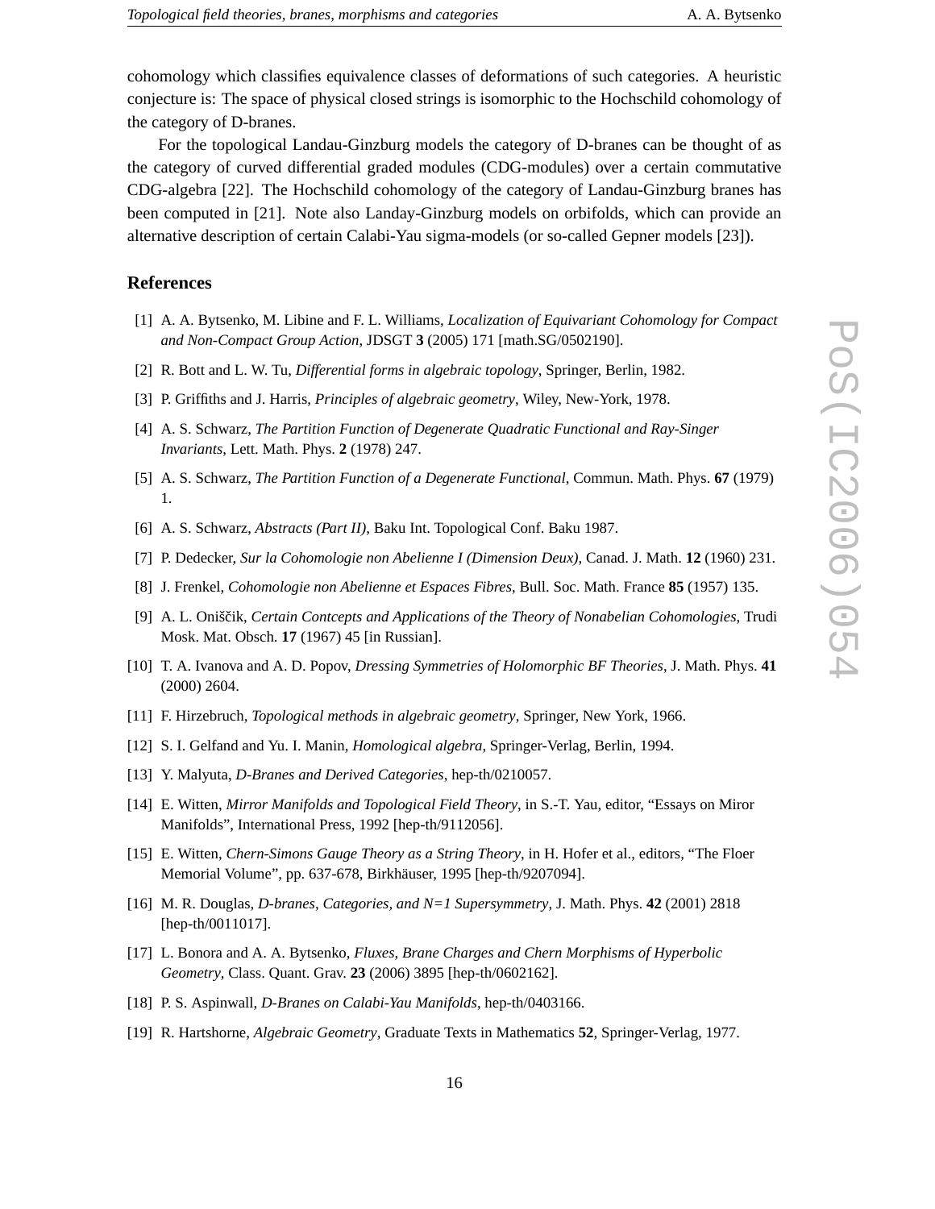cohomology which classifies equivalence classes of deformations of such categories. A heuristic conjecture is: The space of physical closed strings is isomorphic to the Hochschild cohomology of the category of D-branes.

For the topological Landau-Ginzburg models the category of D-branes can be thought of as the category of curved differential graded modules (CDG-modules) over a certain commutative CDG-algebra [22]. The Hochschild cohomology of the category of Landau-Ginzburg branes has been computed in [21]. Note also Landay-Ginzburg models on orbifolds, which can provide an alternative description of certain Calabi-Yau sigma-models (or so-called Gepner models [23]).

## References

[1] A. A. Bytsenko, M. Libine and F. L. Williams, *Localization of Equivariant Cohomology for Compact and Non-Compact Group Action*, JDSGT **3** (2005) 171 [math.SG/0502190].

[2] R. Bott and L. W. Tu, *Differential forms in algebraic topology*, Springer, Berlin, 1982.

[3] P. Griffiths and J. Harris, *Principles of algebraic geometry*, Wiley, New-York, 1978.

[4] A. S. Schwarz, *The Partition Function of Degenerate Quadratic Functional and Ray-Singer Invariants*, Lett. Math. Phys. **2** (1978) 247.

[5] A. S. Schwarz, *The Partition Function of a Degenerate Functional*, Commun. Math. Phys. **67** (1979) 1.

[6] A. S. Schwarz, *Abstracts (Part II)*, Baku Int. Topological Conf. Baku 1987.

[7] P. Dedecker, *Sur la Cohomologie non Abelienne I (Dimension Deux)*, Canad. J. Math. **12** (1960) 231.

[8] J. Frenkel, *Cohomologie non Abelienne et Espaces Fibres*, Bull. Soc. Math. France **85** (1957) 135.

[9] A. L. Oniščik, *Certain Contcepts and Applications of the Theory of Nonabelian Cohomologies*, Trudi Mosk. Mat. Obsch. **17** (1967) 45 [in Russian].

[10] T. A. Ivanova and A. D. Popov, *Dressing Symmetries of Holomorphic BF Theories*, J. Math. Phys. **41** (2000) 2604.

[11] F. Hirzebruch, *Topological methods in algebraic geometry*, Springer, New York, 1966.

[12] S. I. Gelfand and Yu. I. Manin, *Homological algebra*, Springer-Verlag, Berlin, 1994.

[13] Y. Malyuta, *D-Branes and Derived Categories*, hep-th/0210057.

[14] E. Witten, *Mirror Manifolds and Topological Field Theory*, in S.-T. Yau, editor, "Essays on Miror Manifolds", International Press, 1992 [hep-th/9112056].

[15] E. Witten, *Chern-Simons Gauge Theory as a String Theory*, in H. Hofer et al., editors, "The Floer Memorial Volume", pp. 637-678, Birkhäuser, 1995 [hep-th/9207094].

[16] M. R. Douglas, *D-branes, Categories, and N=1 Supersymmetry*, J. Math. Phys. **42** (2001) 2818 [hep-th/0011017].

[17] L. Bonora and A. A. Bytsenko, *Fluxes, Brane Charges and Chern Morphisms of Hyperbolic Geometry*, Class. Quant. Grav. **23** (2006) 3895 [hep-th/0602162].

[18] P. S. Aspinwall, *D-Branes on Calabi-Yau Manifolds*, hep-th/0403166.

[19] R. Hartshorne, *Algebraic Geometry*, Graduate Texts in Mathematics **52**, Springer-Verlag, 1977.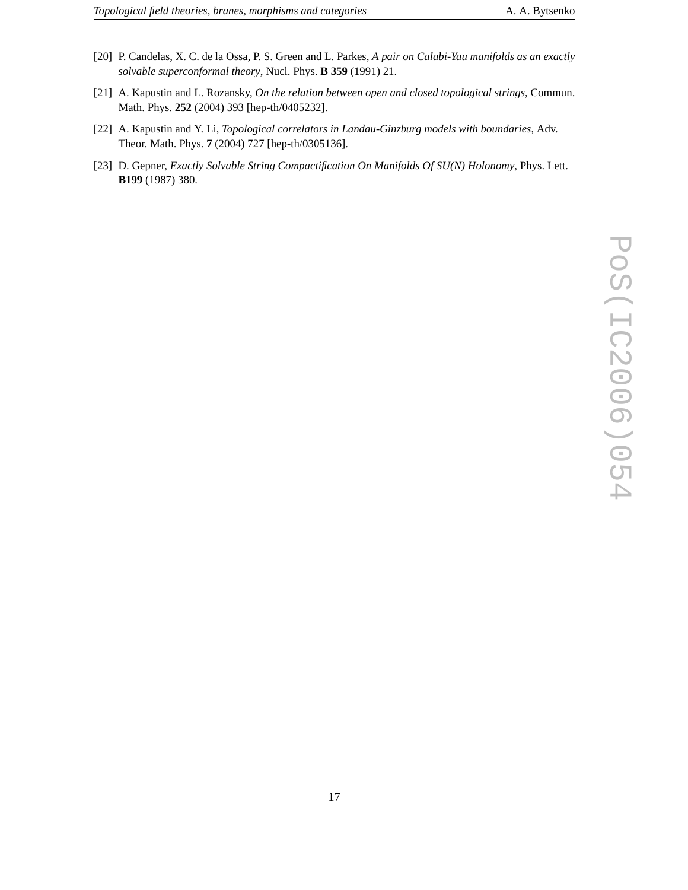[20] P. Candelas, X. C. de la Ossa, P. S. Green and L. Parkes, *A pair on Calabi-Yau manifolds as an exactly solvable superconformal theory*, Nucl. Phys. **B 359** (1991) 21.

[21] A. Kapustin and L. Rozansky, *On the relation between open and closed topological strings*, Commun. Math. Phys. **252** (2004) 393 [hep-th/0405232].

[22] A. Kapustin and Y. Li, *Topological correlators in Landau-Ginzburg models with boundaries*, Adv. Theor. Math. Phys. **7** (2004) 727 [hep-th/0305136].

[23] D. Gepner, *Exactly Solvable String Compactification On Manifolds Of SU(N) Holonomy*, Phys. Lett. **B199** (1987) 380.